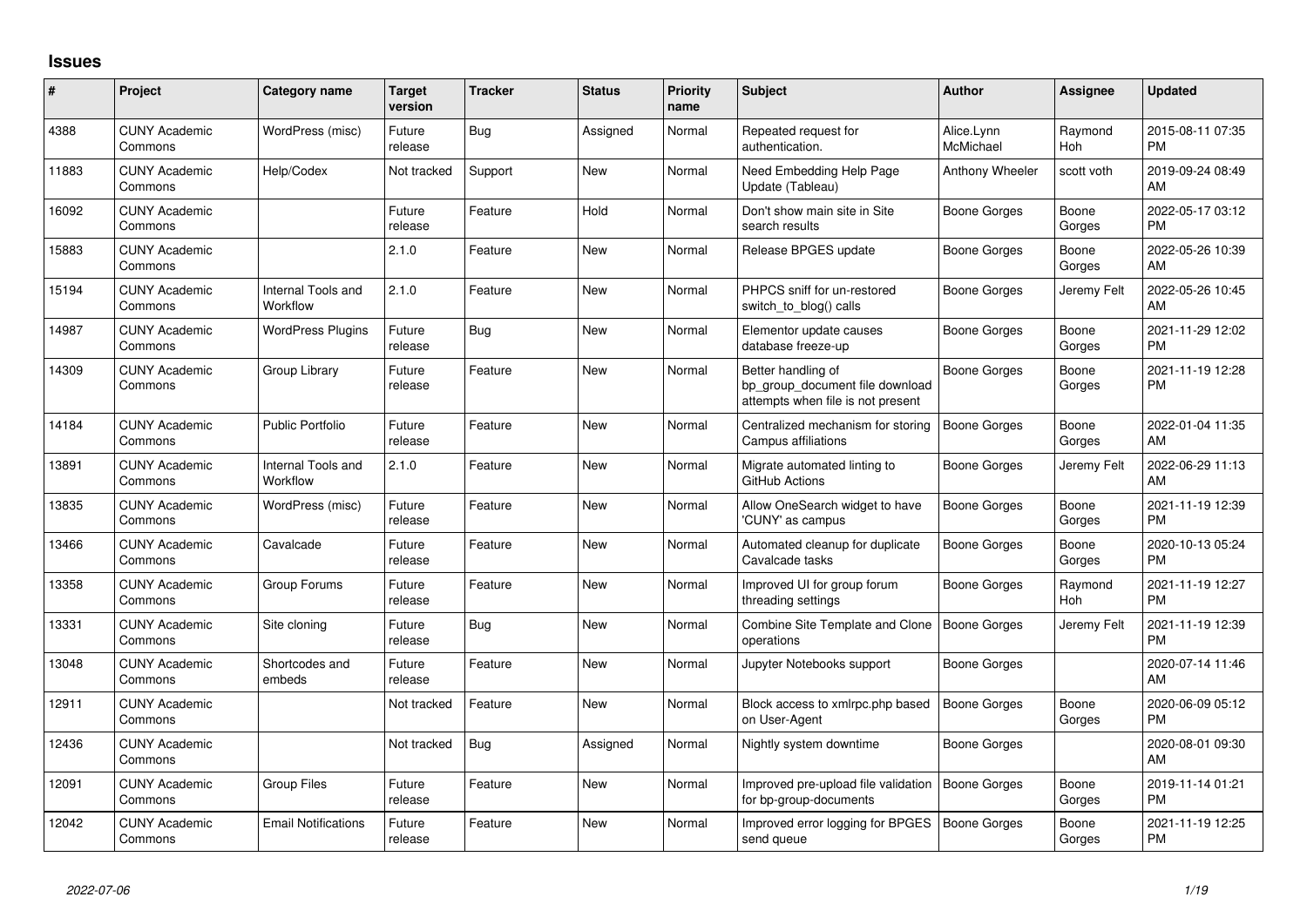## Issues

| # | Project | Category name | Target version | Tracker | Status | Priority name | Subject | Author | Assignee | Updated |
|---|---|---|---|---|---|---|---|---|---|---|
| 4388 | CUNY Academic Commons | WordPress (misc) | Future release | Bug | Assigned | Normal | Repeated request for authentication. | Alice.Lynn McMichael | Raymond Hoh | 2015-08-11 07:35 PM |
| 11883 | CUNY Academic Commons | Help/Codex | Not tracked | Support | New | Normal | Need Embedding Help Page Update (Tableau) | Anthony Wheeler | scott voth | 2019-09-24 08:49 AM |
| 16092 | CUNY Academic Commons | | Future release | Feature | Hold | Normal | Don't show main site in Site search results | Boone Gorges | Boone Gorges | 2022-05-17 03:12 PM |
| 15883 | CUNY Academic Commons | | 2.1.0 | Feature | New | Normal | Release BPGES update | Boone Gorges | Boone Gorges | 2022-05-26 10:39 AM |
| 15194 | CUNY Academic Commons | Internal Tools and Workflow | 2.1.0 | Feature | New | Normal | PHPCS sniff for un-restored switch_to_blog() calls | Boone Gorges | Jeremy Felt | 2022-05-26 10:45 AM |
| 14987 | CUNY Academic Commons | WordPress Plugins | Future release | Bug | New | Normal | Elementor update causes database freeze-up | Boone Gorges | Boone Gorges | 2021-11-29 12:02 PM |
| 14309 | CUNY Academic Commons | Group Library | Future release | Feature | New | Normal | Better handling of bp_group_document file download attempts when file is not present | Boone Gorges | Boone Gorges | 2021-11-19 12:28 PM |
| 14184 | CUNY Academic Commons | Public Portfolio | Future release | Feature | New | Normal | Centralized mechanism for storing Campus affiliations | Boone Gorges | Boone Gorges | 2022-01-04 11:35 AM |
| 13891 | CUNY Academic Commons | Internal Tools and Workflow | 2.1.0 | Feature | New | Normal | Migrate automated linting to GitHub Actions | Boone Gorges | Jeremy Felt | 2022-06-29 11:13 AM |
| 13835 | CUNY Academic Commons | WordPress (misc) | Future release | Feature | New | Normal | Allow OneSearch widget to have 'CUNY' as campus | Boone Gorges | Boone Gorges | 2021-11-19 12:39 PM |
| 13466 | CUNY Academic Commons | Cavalcade | Future release | Feature | New | Normal | Automated cleanup for duplicate Cavalcade tasks | Boone Gorges | Boone Gorges | 2020-10-13 05:24 PM |
| 13358 | CUNY Academic Commons | Group Forums | Future release | Feature | New | Normal | Improved UI for group forum threading settings | Boone Gorges | Raymond Hoh | 2021-11-19 12:27 PM |
| 13331 | CUNY Academic Commons | Site cloning | Future release | Bug | New | Normal | Combine Site Template and Clone operations | Boone Gorges | Jeremy Felt | 2021-11-19 12:39 PM |
| 13048 | CUNY Academic Commons | Shortcodes and embeds | Future release | Feature | New | Normal | Jupyter Notebooks support | Boone Gorges | | 2020-07-14 11:46 AM |
| 12911 | CUNY Academic Commons | | Not tracked | Feature | New | Normal | Block access to xmlrpc.php based on User-Agent | Boone Gorges | Boone Gorges | 2020-06-09 05:12 PM |
| 12436 | CUNY Academic Commons | | Not tracked | Bug | Assigned | Normal | Nightly system downtime | Boone Gorges | | 2020-08-01 09:30 AM |
| 12091 | CUNY Academic Commons | Group Files | Future release | Feature | New | Normal | Improved pre-upload file validation for bp-group-documents | Boone Gorges | Boone Gorges | 2019-11-14 01:21 PM |
| 12042 | CUNY Academic Commons | Email Notifications | Future release | Feature | New | Normal | Improved error logging for BPGES send queue | Boone Gorges | Boone Gorges | 2021-11-19 12:25 PM |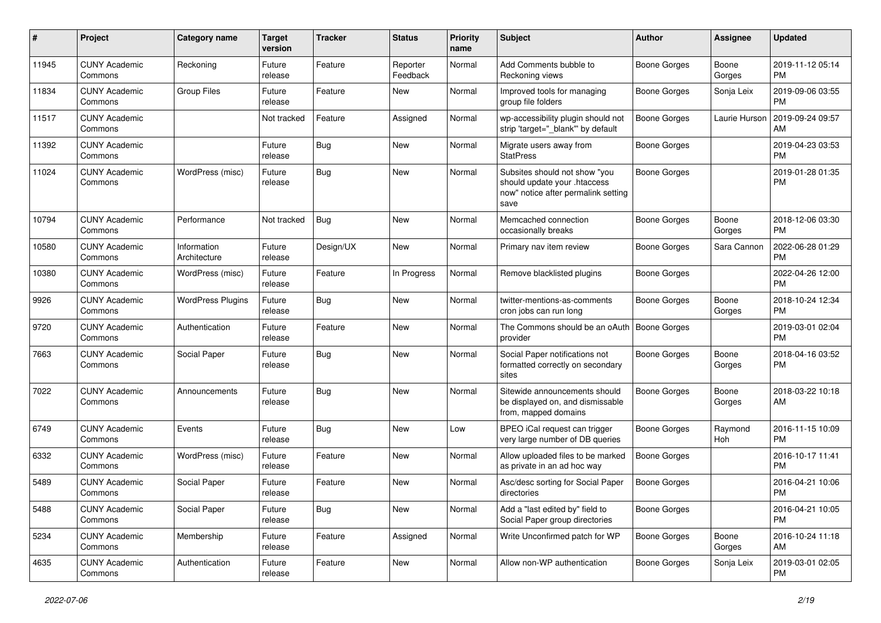| # | Project | Category name | Target version | Tracker | Status | Priority name | Subject | Author | Assignee | Updated |
|---|---|---|---|---|---|---|---|---|---|---|
| 11945 | CUNY Academic Commons | Reckoning | Future release | Feature | Reporter Feedback | Normal | Add Comments bubble to Reckoning views | Boone Gorges | Boone Gorges | 2019-11-12 05:14 PM |
| 11834 | CUNY Academic Commons | Group Files | Future release | Feature | New | Normal | Improved tools for managing group file folders | Boone Gorges | Sonja Leix | 2019-09-06 03:55 PM |
| 11517 | CUNY Academic Commons | | Not tracked | Feature | Assigned | Normal | wp-accessibility plugin should not strip 'target="_blank"' by default | Boone Gorges | Laurie Hurson | 2019-09-24 09:57 AM |
| 11392 | CUNY Academic Commons | | Future release | Bug | New | Normal | Migrate users away from StatPress | Boone Gorges | | 2019-04-23 03:53 PM |
| 11024 | CUNY Academic Commons | WordPress (misc) | Future release | Bug | New | Normal | Subsites should not show "you should update your .htaccess now" notice after permalink setting save | Boone Gorges | | 2019-01-28 01:35 PM |
| 10794 | CUNY Academic Commons | Performance | Not tracked | Bug | New | Normal | Memcached connection occasionally breaks | Boone Gorges | Boone Gorges | 2018-12-06 03:30 PM |
| 10580 | CUNY Academic Commons | Information Architecture | Future release | Design/UX | New | Normal | Primary nav item review | Boone Gorges | Sara Cannon | 2022-06-28 01:29 PM |
| 10380 | CUNY Academic Commons | WordPress (misc) | Future release | Feature | In Progress | Normal | Remove blacklisted plugins | Boone Gorges | | 2022-04-26 12:00 PM |
| 9926 | CUNY Academic Commons | WordPress Plugins | Future release | Bug | New | Normal | twitter-mentions-as-comments cron jobs can run long | Boone Gorges | Boone Gorges | 2018-10-24 12:34 PM |
| 9720 | CUNY Academic Commons | Authentication | Future release | Feature | New | Normal | The Commons should be an oAuth provider | Boone Gorges | | 2019-03-01 02:04 PM |
| 7663 | CUNY Academic Commons | Social Paper | Future release | Bug | New | Normal | Social Paper notifications not formatted correctly on secondary sites | Boone Gorges | Boone Gorges | 2018-04-16 03:52 PM |
| 7022 | CUNY Academic Commons | Announcements | Future release | Bug | New | Normal | Sitewide announcements should be displayed on, and dismissable from, mapped domains | Boone Gorges | Boone Gorges | 2018-03-22 10:18 AM |
| 6749 | CUNY Academic Commons | Events | Future release | Bug | New | Low | BPEO iCal request can trigger very large number of DB queries | Boone Gorges | Raymond Hoh | 2016-11-15 10:09 PM |
| 6332 | CUNY Academic Commons | WordPress (misc) | Future release | Feature | New | Normal | Allow uploaded files to be marked as private in an ad hoc way | Boone Gorges | | 2016-10-17 11:41 PM |
| 5489 | CUNY Academic Commons | Social Paper | Future release | Feature | New | Normal | Asc/desc sorting for Social Paper directories | Boone Gorges | | 2016-04-21 10:06 PM |
| 5488 | CUNY Academic Commons | Social Paper | Future release | Bug | New | Normal | Add a "last edited by" field to Social Paper group directories | Boone Gorges | | 2016-04-21 10:05 PM |
| 5234 | CUNY Academic Commons | Membership | Future release | Feature | Assigned | Normal | Write Unconfirmed patch for WP | Boone Gorges | Boone Gorges | 2016-10-24 11:18 AM |
| 4635 | CUNY Academic Commons | Authentication | Future release | Feature | New | Normal | Allow non-WP authentication | Boone Gorges | Sonja Leix | 2019-03-01 02:05 PM |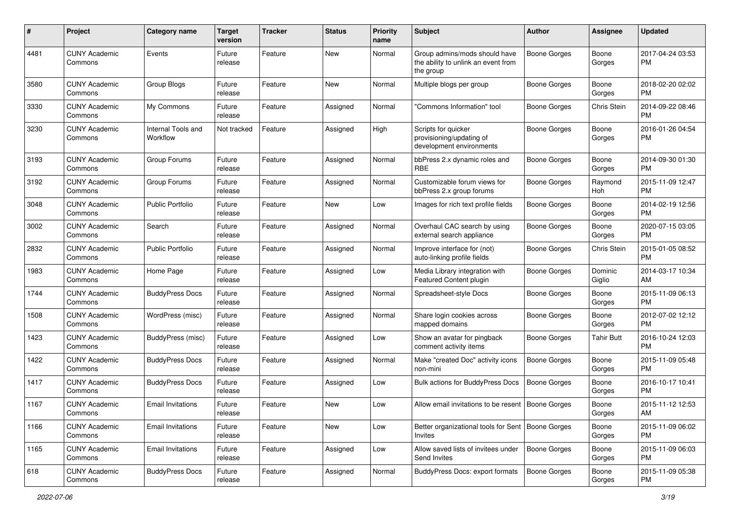| # | Project | Category name | Target version | Tracker | Status | Priority name | Subject | Author | Assignee | Updated |
|---|---|---|---|---|---|---|---|---|---|---|
| 4481 | CUNY Academic Commons | Events | Future release | Feature | New | Normal | Group admins/mods should have the ability to unlink an event from the group | Boone Gorges | Boone Gorges | 2017-04-24 03:53 PM |
| 3580 | CUNY Academic Commons | Group Blogs | Future release | Feature | New | Normal | Multiple blogs per group | Boone Gorges | Boone Gorges | 2018-02-20 02:02 PM |
| 3330 | CUNY Academic Commons | My Commons | Future release | Feature | Assigned | Normal | "Commons Information" tool | Boone Gorges | Chris Stein | 2014-09-22 08:46 PM |
| 3230 | CUNY Academic Commons | Internal Tools and Workflow | Not tracked | Feature | Assigned | High | Scripts for quicker provisioning/updating of development environments | Boone Gorges | Boone Gorges | 2016-01-26 04:54 PM |
| 3193 | CUNY Academic Commons | Group Forums | Future release | Feature | Assigned | Normal | bbPress 2.x dynamic roles and RBE | Boone Gorges | Boone Gorges | 2014-09-30 01:30 PM |
| 3192 | CUNY Academic Commons | Group Forums | Future release | Feature | Assigned | Normal | Customizable forum views for bbPress 2.x group forums | Boone Gorges | Raymond Hoh | 2015-11-09 12:47 PM |
| 3048 | CUNY Academic Commons | Public Portfolio | Future release | Feature | New | Low | Images for rich text profile fields | Boone Gorges | Boone Gorges | 2014-02-19 12:56 PM |
| 3002 | CUNY Academic Commons | Search | Future release | Feature | Assigned | Normal | Overhaul CAC search by using external search appliance | Boone Gorges | Boone Gorges | 2020-07-15 03:05 PM |
| 2832 | CUNY Academic Commons | Public Portfolio | Future release | Feature | Assigned | Normal | Improve interface for (not) auto-linking profile fields | Boone Gorges | Chris Stein | 2015-01-05 08:52 PM |
| 1983 | CUNY Academic Commons | Home Page | Future release | Feature | Assigned | Low | Media Library integration with Featured Content plugin | Boone Gorges | Dominic Giglio | 2014-03-17 10:34 AM |
| 1744 | CUNY Academic Commons | BuddyPress Docs | Future release | Feature | Assigned | Normal | Spreadsheet-style Docs | Boone Gorges | Boone Gorges | 2015-11-09 06:13 PM |
| 1508 | CUNY Academic Commons | WordPress (misc) | Future release | Feature | Assigned | Normal | Share login cookies across mapped domains | Boone Gorges | Boone Gorges | 2012-07-02 12:12 PM |
| 1423 | CUNY Academic Commons | BuddyPress (misc) | Future release | Feature | Assigned | Low | Show an avatar for pingback comment activity items | Boone Gorges | Tahir Butt | 2016-10-24 12:03 PM |
| 1422 | CUNY Academic Commons | BuddyPress Docs | Future release | Feature | Assigned | Normal | Make "created Doc" activity icons non-mini | Boone Gorges | Boone Gorges | 2015-11-09 05:48 PM |
| 1417 | CUNY Academic Commons | BuddyPress Docs | Future release | Feature | Assigned | Low | Bulk actions for BuddyPress Docs | Boone Gorges | Boone Gorges | 2016-10-17 10:41 PM |
| 1167 | CUNY Academic Commons | Email Invitations | Future release | Feature | New | Low | Allow email invitations to be resent | Boone Gorges | Boone Gorges | 2015-11-12 12:53 AM |
| 1166 | CUNY Academic Commons | Email Invitations | Future release | Feature | New | Low | Better organizational tools for Sent Invites | Boone Gorges | Boone Gorges | 2015-11-09 06:02 PM |
| 1165 | CUNY Academic Commons | Email Invitations | Future release | Feature | Assigned | Low | Allow saved lists of invitees under Send Invites | Boone Gorges | Boone Gorges | 2015-11-09 06:03 PM |
| 618 | CUNY Academic Commons | BuddyPress Docs | Future release | Feature | Assigned | Normal | BuddyPress Docs: export formats | Boone Gorges | Boone Gorges | 2015-11-09 05:38 PM |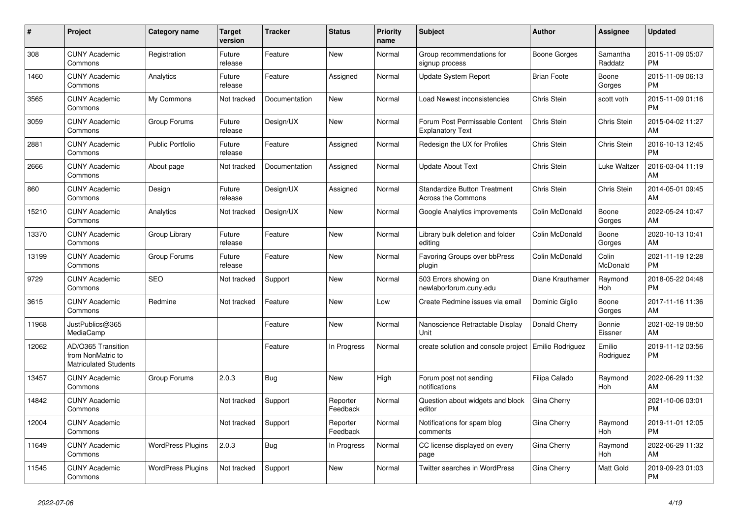| # | Project | Category name | Target version | Tracker | Status | Priority name | Subject | Author | Assignee | Updated |
|---|---|---|---|---|---|---|---|---|---|---|
| 308 | CUNY Academic Commons | Registration | Future release | Feature | New | Normal | Group recommendations for signup process | Boone Gorges | Samantha Raddatz | 2015-11-09 05:07 PM |
| 1460 | CUNY Academic Commons | Analytics | Future release | Feature | Assigned | Normal | Update System Report | Brian Foote | Boone Gorges | 2015-11-09 06:13 PM |
| 3565 | CUNY Academic Commons | My Commons | Not tracked | Documentation | New | Normal | Load Newest inconsistencies | Chris Stein | scott voth | 2015-11-09 01:16 PM |
| 3059 | CUNY Academic Commons | Group Forums | Future release | Design/UX | New | Normal | Forum Post Permissable Content Explanatory Text | Chris Stein | Chris Stein | 2015-04-02 11:27 AM |
| 2881 | CUNY Academic Commons | Public Portfolio | Future release | Feature | Assigned | Normal | Redesign the UX for Profiles | Chris Stein | Chris Stein | 2016-10-13 12:45 PM |
| 2666 | CUNY Academic Commons | About page | Not tracked | Documentation | Assigned | Normal | Update About Text | Chris Stein | Luke Waltzer | 2016-03-04 11:19 AM |
| 860 | CUNY Academic Commons | Design | Future release | Design/UX | Assigned | Normal | Standardize Button Treatment Across the Commons | Chris Stein | Chris Stein | 2014-05-01 09:45 AM |
| 15210 | CUNY Academic Commons | Analytics | Not tracked | Design/UX | New | Normal | Google Analytics improvements | Colin McDonald | Boone Gorges | 2022-05-24 10:47 AM |
| 13370 | CUNY Academic Commons | Group Library | Future release | Feature | New | Normal | Library bulk deletion and folder editing | Colin McDonald | Boone Gorges | 2020-10-13 10:41 AM |
| 13199 | CUNY Academic Commons | Group Forums | Future release | Feature | New | Normal | Favoring Groups over bbPress plugin | Colin McDonald | Colin McDonald | 2021-11-19 12:28 PM |
| 9729 | CUNY Academic Commons | SEO | Not tracked | Support | New | Normal | 503 Errors showing on newlaborforum.cuny.edu | Diane Krauthamer | Raymond Hoh | 2018-05-22 04:48 PM |
| 3615 | CUNY Academic Commons | Redmine | Not tracked | Feature | New | Low | Create Redmine issues via email | Dominic Giglio | Boone Gorges | 2017-11-16 11:36 AM |
| 11968 | JustPublics@365 MediaCamp | | | Feature | New | Normal | Nanoscience Retractable Display Unit | Donald Cherry | Bonnie Eissner | 2021-02-19 08:50 AM |
| 12062 | AD/O365 Transition from NonMatric to Matriculated Students | | | Feature | In Progress | Normal | create solution and console project | Emilio Rodriguez | Emilio Rodriguez | 2019-11-12 03:56 PM |
| 13457 | CUNY Academic Commons | Group Forums | 2.0.3 | Bug | New | High | Forum post not sending notifications | Filipa Calado | Raymond Hoh | 2022-06-29 11:32 AM |
| 14842 | CUNY Academic Commons | | Not tracked | Support | Reporter Feedback | Normal | Question about widgets and block editor | Gina Cherry | | 2021-10-06 03:01 PM |
| 12004 | CUNY Academic Commons | | Not tracked | Support | Reporter Feedback | Normal | Notifications for spam blog comments | Gina Cherry | Raymond Hoh | 2019-11-01 12:05 PM |
| 11649 | CUNY Academic Commons | WordPress Plugins | 2.0.3 | Bug | In Progress | Normal | CC license displayed on every page | Gina Cherry | Raymond Hoh | 2022-06-29 11:32 AM |
| 11545 | CUNY Academic Commons | WordPress Plugins | Not tracked | Support | New | Normal | Twitter searches in WordPress | Gina Cherry | Matt Gold | 2019-09-23 01:03 PM |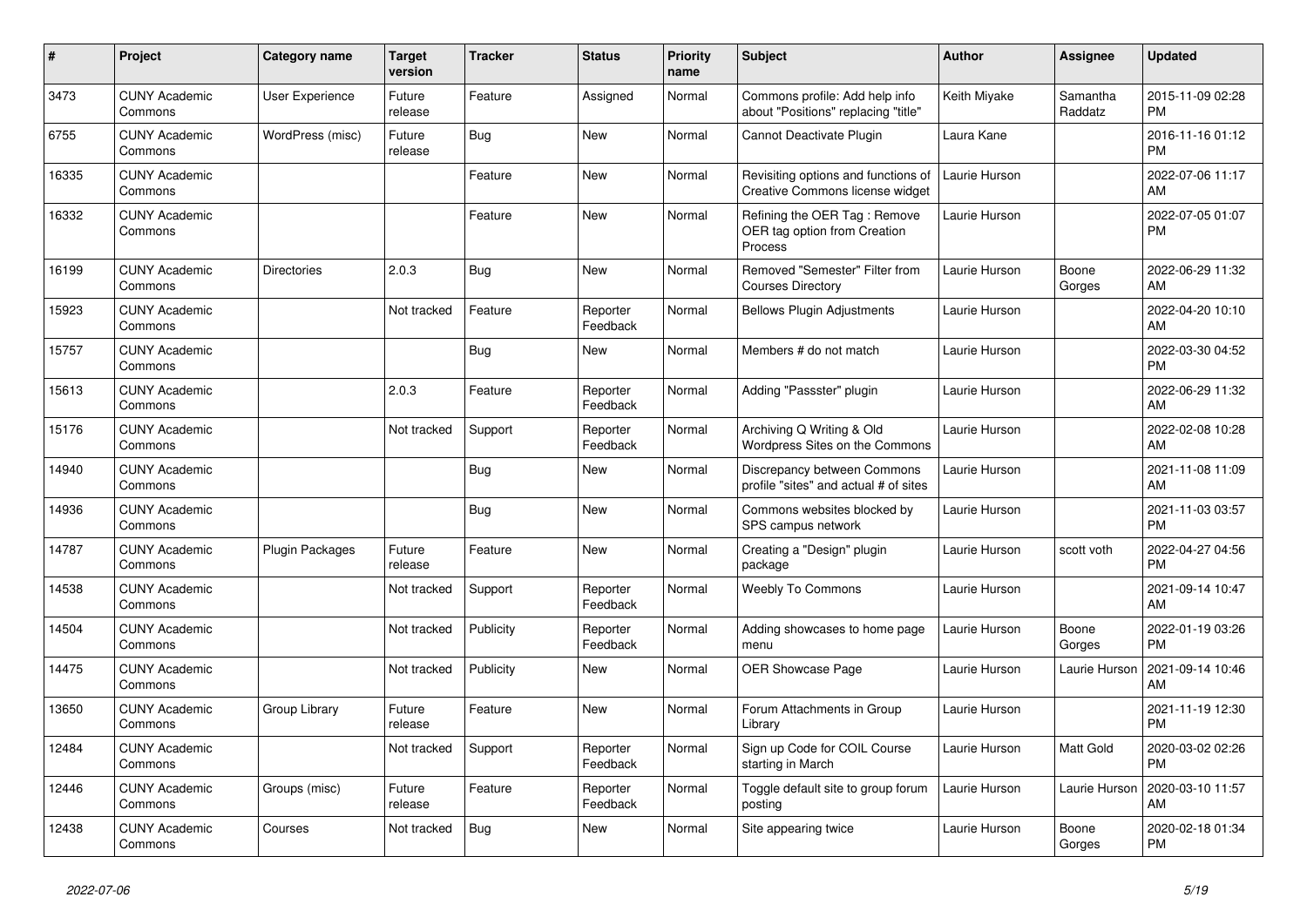| # | Project | Category name | Target version | Tracker | Status | Priority name | Subject | Author | Assignee | Updated |
|---|---|---|---|---|---|---|---|---|---|---|
| 3473 | CUNY Academic Commons | User Experience | Future release | Feature | Assigned | Normal | Commons profile: Add help info about "Positions" replacing "title" | Keith Miyake | Samantha Raddatz | 2015-11-09 02:28 PM |
| 6755 | CUNY Academic Commons | WordPress (misc) | Future release | Bug | New | Normal | Cannot Deactivate Plugin | Laura Kane | | 2016-11-16 01:12 PM |
| 16335 | CUNY Academic Commons | | | Feature | New | Normal | Revisiting options and functions of Creative Commons license widget | Laurie Hurson | | 2022-07-06 11:17 AM |
| 16332 | CUNY Academic Commons | | | Feature | New | Normal | Refining the OER Tag : Remove OER tag option from Creation Process | Laurie Hurson | | 2022-07-05 01:07 PM |
| 16199 | CUNY Academic Commons | Directories | 2.0.3 | Bug | New | Normal | Removed "Semester" Filter from Courses Directory | Laurie Hurson | Boone Gorges | 2022-06-29 11:32 AM |
| 15923 | CUNY Academic Commons | | Not tracked | Feature | Reporter Feedback | Normal | Bellows Plugin Adjustments | Laurie Hurson | | 2022-04-20 10:10 AM |
| 15757 | CUNY Academic Commons | | | Bug | New | Normal | Members # do not match | Laurie Hurson | | 2022-03-30 04:52 PM |
| 15613 | CUNY Academic Commons | | 2.0.3 | Feature | Reporter Feedback | Normal | Adding "Passster" plugin | Laurie Hurson | | 2022-06-29 11:32 AM |
| 15176 | CUNY Academic Commons | | Not tracked | Support | Reporter Feedback | Normal | Archiving Q Writing & Old Wordpress Sites on the Commons | Laurie Hurson | | 2022-02-08 10:28 AM |
| 14940 | CUNY Academic Commons | | | Bug | New | Normal | Discrepancy between Commons profile "sites" and actual # of sites | Laurie Hurson | | 2021-11-08 11:09 AM |
| 14936 | CUNY Academic Commons | | | Bug | New | Normal | Commons websites blocked by SPS campus network | Laurie Hurson | | 2021-11-03 03:57 PM |
| 14787 | CUNY Academic Commons | Plugin Packages | Future release | Feature | New | Normal | Creating a "Design" plugin package | Laurie Hurson | scott voth | 2022-04-27 04:56 PM |
| 14538 | CUNY Academic Commons | | Not tracked | Support | Reporter Feedback | Normal | Weebly To Commons | Laurie Hurson | | 2021-09-14 10:47 AM |
| 14504 | CUNY Academic Commons | | Not tracked | Publicity | Reporter Feedback | Normal | Adding showcases to home page menu | Laurie Hurson | Boone Gorges | 2022-01-19 03:26 PM |
| 14475 | CUNY Academic Commons | | Not tracked | Publicity | New | Normal | OER Showcase Page | Laurie Hurson | Laurie Hurson | 2021-09-14 10:46 AM |
| 13650 | CUNY Academic Commons | Group Library | Future release | Feature | New | Normal | Forum Attachments in Group Library | Laurie Hurson | | 2021-11-19 12:30 PM |
| 12484 | CUNY Academic Commons | | Not tracked | Support | Reporter Feedback | Normal | Sign up Code for COIL Course starting in March | Laurie Hurson | Matt Gold | 2020-03-02 02:26 PM |
| 12446 | CUNY Academic Commons | Groups (misc) | Future release | Feature | Reporter Feedback | Normal | Toggle default site to group forum posting | Laurie Hurson | Laurie Hurson | 2020-03-10 11:57 AM |
| 12438 | CUNY Academic Commons | Courses | Not tracked | Bug | New | Normal | Site appearing twice | Laurie Hurson | Boone Gorges | 2020-02-18 01:34 PM |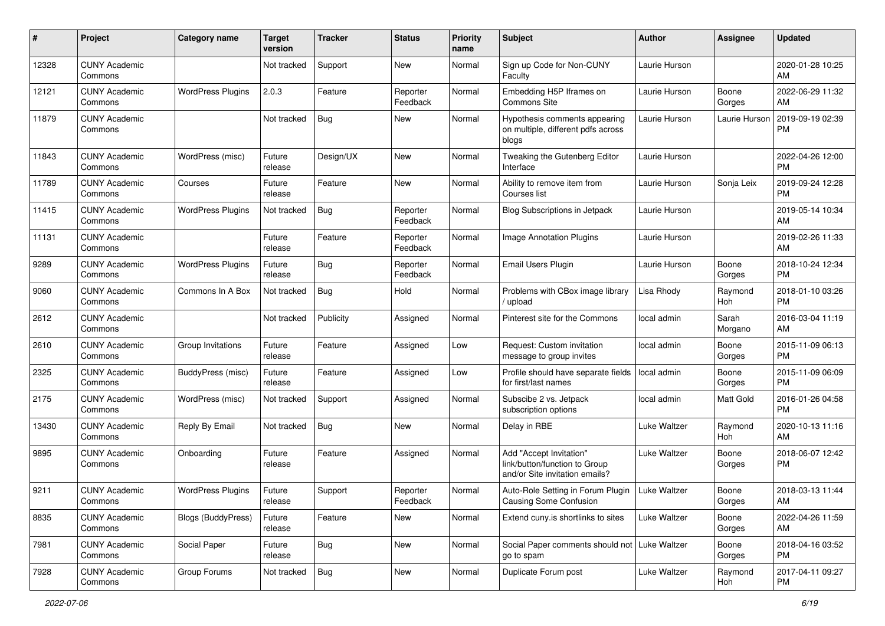| # | Project | Category name | Target version | Tracker | Status | Priority name | Subject | Author | Assignee | Updated |
|---|---|---|---|---|---|---|---|---|---|---|
| 12328 | CUNY Academic Commons | | Not tracked | Support | New | Normal | Sign up Code for Non-CUNY Faculty | Laurie Hurson | | 2020-01-28 10:25 AM |
| 12121 | CUNY Academic Commons | WordPress Plugins | 2.0.3 | Feature | Reporter Feedback | Normal | Embedding H5P Iframes on Commons Site | Laurie Hurson | Boone Gorges | 2022-06-29 11:32 AM |
| 11879 | CUNY Academic Commons | | Not tracked | Bug | New | Normal | Hypothesis comments appearing on multiple, different pdfs across blogs | Laurie Hurson | Laurie Hurson | 2019-09-19 02:39 PM |
| 11843 | CUNY Academic Commons | WordPress (misc) | Future release | Design/UX | New | Normal | Tweaking the Gutenberg Editor Interface | Laurie Hurson | | 2022-04-26 12:00 PM |
| 11789 | CUNY Academic Commons | Courses | Future release | Feature | New | Normal | Ability to remove item from Courses list | Laurie Hurson | Sonja Leix | 2019-09-24 12:28 PM |
| 11415 | CUNY Academic Commons | WordPress Plugins | Not tracked | Bug | Reporter Feedback | Normal | Blog Subscriptions in Jetpack | Laurie Hurson | | 2019-05-14 10:34 AM |
| 11131 | CUNY Academic Commons | | Future release | Feature | Reporter Feedback | Normal | Image Annotation Plugins | Laurie Hurson | | 2019-02-26 11:33 AM |
| 9289 | CUNY Academic Commons | WordPress Plugins | Future release | Bug | Reporter Feedback | Normal | Email Users Plugin | Laurie Hurson | Boone Gorges | 2018-10-24 12:34 PM |
| 9060 | CUNY Academic Commons | Commons In A Box | Not tracked | Bug | Hold | Normal | Problems with CBox image library / upload | Lisa Rhody | Raymond Hoh | 2018-01-10 03:26 PM |
| 2612 | CUNY Academic Commons | | Not tracked | Publicity | Assigned | Normal | Pinterest site for the Commons | local admin | Sarah Morgano | 2016-03-04 11:19 AM |
| 2610 | CUNY Academic Commons | Group Invitations | Future release | Feature | Assigned | Low | Request: Custom invitation message to group invites | local admin | Boone Gorges | 2015-11-09 06:13 PM |
| 2325 | CUNY Academic Commons | BuddyPress (misc) | Future release | Feature | Assigned | Low | Profile should have separate fields for first/last names | local admin | Boone Gorges | 2015-11-09 06:09 PM |
| 2175 | CUNY Academic Commons | WordPress (misc) | Not tracked | Support | Assigned | Normal | Subscibe 2 vs. Jetpack subscription options | local admin | Matt Gold | 2016-01-26 04:58 PM |
| 13430 | CUNY Academic Commons | Reply By Email | Not tracked | Bug | New | Normal | Delay in RBE | Luke Waltzer | Raymond Hoh | 2020-10-13 11:16 AM |
| 9895 | CUNY Academic Commons | Onboarding | Future release | Feature | Assigned | Normal | Add "Accept Invitation" link/button/function to Group and/or Site invitation emails? | Luke Waltzer | Boone Gorges | 2018-06-07 12:42 PM |
| 9211 | CUNY Academic Commons | WordPress Plugins | Future release | Support | Reporter Feedback | Normal | Auto-Role Setting in Forum Plugin Causing Some Confusion | Luke Waltzer | Boone Gorges | 2018-03-13 11:44 AM |
| 8835 | CUNY Academic Commons | Blogs (BuddyPress) | Future release | Feature | New | Normal | Extend cuny.is shortlinks to sites | Luke Waltzer | Boone Gorges | 2022-04-26 11:59 AM |
| 7981 | CUNY Academic Commons | Social Paper | Future release | Bug | New | Normal | Social Paper comments should not go to spam | Luke Waltzer | Boone Gorges | 2018-04-16 03:52 PM |
| 7928 | CUNY Academic Commons | Group Forums | Not tracked | Bug | New | Normal | Duplicate Forum post | Luke Waltzer | Raymond Hoh | 2017-04-11 09:27 PM |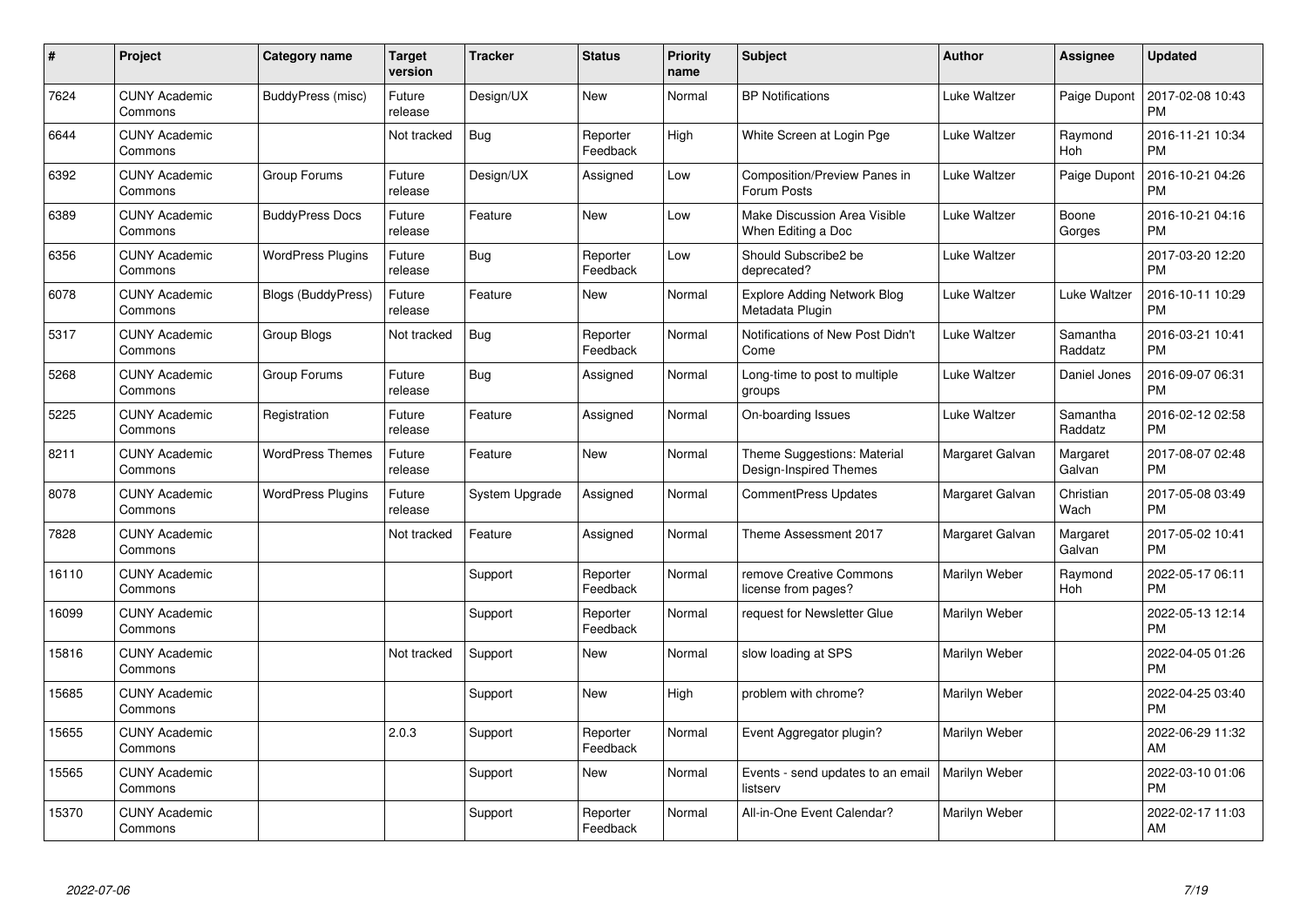| # | Project | Category name | Target version | Tracker | Status | Priority name | Subject | Author | Assignee | Updated |
|---|---|---|---|---|---|---|---|---|---|---|
| 7624 | CUNY Academic Commons | BuddyPress (misc) | Future release | Design/UX | New | Normal | BP Notifications | Luke Waltzer | Paige Dupont | 2017-02-08 10:43 PM |
| 6644 | CUNY Academic Commons | | Not tracked | Bug | Reporter Feedback | High | White Screen at Login Pge | Luke Waltzer | Raymond Hoh | 2016-11-21 10:34 PM |
| 6392 | CUNY Academic Commons | Group Forums | Future release | Design/UX | Assigned | Low | Composition/Preview Panes in Forum Posts | Luke Waltzer | Paige Dupont | 2016-10-21 04:26 PM |
| 6389 | CUNY Academic Commons | BuddyPress Docs | Future release | Feature | New | Low | Make Discussion Area Visible When Editing a Doc | Luke Waltzer | Boone Gorges | 2016-10-21 04:16 PM |
| 6356 | CUNY Academic Commons | WordPress Plugins | Future release | Bug | Reporter Feedback | Low | Should Subscribe2 be deprecated? | Luke Waltzer | | 2017-03-20 12:20 PM |
| 6078 | CUNY Academic Commons | Blogs (BuddyPress) | Future release | Feature | New | Normal | Explore Adding Network Blog Metadata Plugin | Luke Waltzer | Luke Waltzer | 2016-10-11 10:29 PM |
| 5317 | CUNY Academic Commons | Group Blogs | Not tracked | Bug | Reporter Feedback | Normal | Notifications of New Post Didn't Come | Luke Waltzer | Samantha Raddatz | 2016-03-21 10:41 PM |
| 5268 | CUNY Academic Commons | Group Forums | Future release | Bug | Assigned | Normal | Long-time to post to multiple groups | Luke Waltzer | Daniel Jones | 2016-09-07 06:31 PM |
| 5225 | CUNY Academic Commons | Registration | Future release | Feature | Assigned | Normal | On-boarding Issues | Luke Waltzer | Samantha Raddatz | 2016-02-12 02:58 PM |
| 8211 | CUNY Academic Commons | WordPress Themes | Future release | Feature | New | Normal | Theme Suggestions: Material Design-Inspired Themes | Margaret Galvan | Margaret Galvan | 2017-08-07 02:48 PM |
| 8078 | CUNY Academic Commons | WordPress Plugins | Future release | System Upgrade | Assigned | Normal | CommentPress Updates | Margaret Galvan | Christian Wach | 2017-05-08 03:49 PM |
| 7828 | CUNY Academic Commons | | Not tracked | Feature | Assigned | Normal | Theme Assessment 2017 | Margaret Galvan | Margaret Galvan | 2017-05-02 10:41 PM |
| 16110 | CUNY Academic Commons | | | Support | Reporter Feedback | Normal | remove Creative Commons license from pages? | Marilyn Weber | Raymond Hoh | 2022-05-17 06:11 PM |
| 16099 | CUNY Academic Commons | | | Support | Reporter Feedback | Normal | request for Newsletter Glue | Marilyn Weber | | 2022-05-13 12:14 PM |
| 15816 | CUNY Academic Commons | | Not tracked | Support | New | Normal | slow loading at SPS | Marilyn Weber | | 2022-04-05 01:26 PM |
| 15685 | CUNY Academic Commons | | | Support | New | High | problem with chrome? | Marilyn Weber | | 2022-04-25 03:40 PM |
| 15655 | CUNY Academic Commons | | 2.0.3 | Support | Reporter Feedback | Normal | Event Aggregator plugin? | Marilyn Weber | | 2022-06-29 11:32 AM |
| 15565 | CUNY Academic Commons | | | Support | New | Normal | Events - send updates to an email listserv | Marilyn Weber | | 2022-03-10 01:06 PM |
| 15370 | CUNY Academic Commons | | | Support | Reporter Feedback | Normal | All-in-One Event Calendar? | Marilyn Weber | | 2022-02-17 11:03 AM |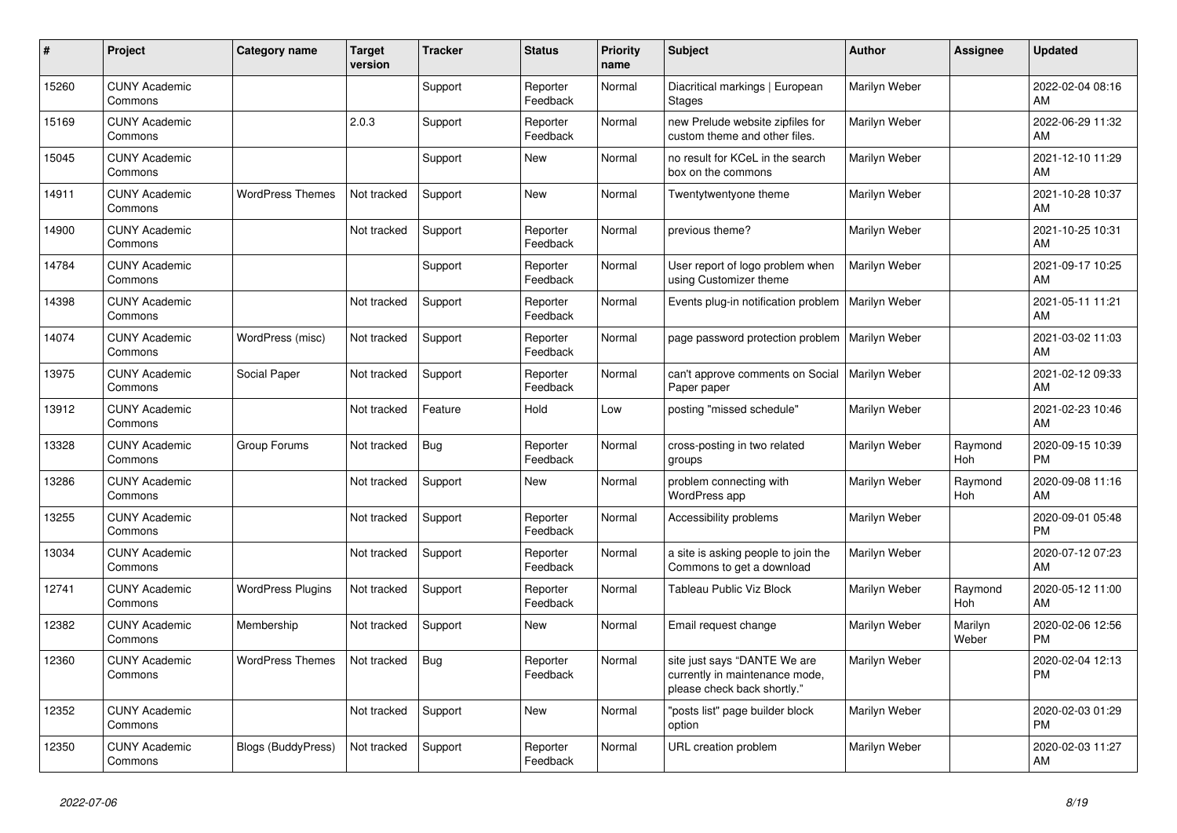| # | Project | Category name | Target version | Tracker | Status | Priority name | Subject | Author | Assignee | Updated |
|---|---|---|---|---|---|---|---|---|---|---|
| 15260 | CUNY Academic Commons | | | Support | Reporter Feedback | Normal | Diacritical markings \| European Stages | Marilyn Weber | | 2022-02-04 08:16 AM |
| 15169 | CUNY Academic Commons | | 2.0.3 | Support | Reporter Feedback | Normal | new Prelude website zipfiles for custom theme and other files. | Marilyn Weber | | 2022-06-29 11:32 AM |
| 15045 | CUNY Academic Commons | | | Support | New | Normal | no result for KCeL in the search box on the commons | Marilyn Weber | | 2021-12-10 11:29 AM |
| 14911 | CUNY Academic Commons | WordPress Themes | Not tracked | Support | New | Normal | Twentytwentyone theme | Marilyn Weber | | 2021-10-28 10:37 AM |
| 14900 | CUNY Academic Commons | | Not tracked | Support | Reporter Feedback | Normal | previous theme? | Marilyn Weber | | 2021-10-25 10:31 AM |
| 14784 | CUNY Academic Commons | | | Support | Reporter Feedback | Normal | User report of logo problem when using Customizer theme | Marilyn Weber | | 2021-09-17 10:25 AM |
| 14398 | CUNY Academic Commons | | Not tracked | Support | Reporter Feedback | Normal | Events plug-in notification problem | Marilyn Weber | | 2021-05-11 11:21 AM |
| 14074 | CUNY Academic Commons | WordPress (misc) | Not tracked | Support | Reporter Feedback | Normal | page password protection problem | Marilyn Weber | | 2021-03-02 11:03 AM |
| 13975 | CUNY Academic Commons | Social Paper | Not tracked | Support | Reporter Feedback | Normal | can't approve comments on Social Paper paper | Marilyn Weber | | 2021-02-12 09:33 AM |
| 13912 | CUNY Academic Commons | | Not tracked | Feature | Hold | Low | posting "missed schedule" | Marilyn Weber | | 2021-02-23 10:46 AM |
| 13328 | CUNY Academic Commons | Group Forums | Not tracked | Bug | Reporter Feedback | Normal | cross-posting in two related groups | Marilyn Weber | Raymond Hoh | 2020-09-15 10:39 PM |
| 13286 | CUNY Academic Commons | | Not tracked | Support | New | Normal | problem connecting with WordPress app | Marilyn Weber | Raymond Hoh | 2020-09-08 11:16 AM |
| 13255 | CUNY Academic Commons | | Not tracked | Support | Reporter Feedback | Normal | Accessibility problems | Marilyn Weber | | 2020-09-01 05:48 PM |
| 13034 | CUNY Academic Commons | | Not tracked | Support | Reporter Feedback | Normal | a site is asking people to join the Commons to get a download | Marilyn Weber | | 2020-07-12 07:23 AM |
| 12741 | CUNY Academic Commons | WordPress Plugins | Not tracked | Support | Reporter Feedback | Normal | Tableau Public Viz Block | Marilyn Weber | Raymond Hoh | 2020-05-12 11:00 AM |
| 12382 | CUNY Academic Commons | Membership | Not tracked | Support | New | Normal | Email request change | Marilyn Weber | Marilyn Weber | 2020-02-06 12:56 PM |
| 12360 | CUNY Academic Commons | WordPress Themes | Not tracked | Bug | Reporter Feedback | Normal | site just says "DANTE We are currently in maintenance mode, please check back shortly." | Marilyn Weber | | 2020-02-04 12:13 PM |
| 12352 | CUNY Academic Commons | | Not tracked | Support | New | Normal | "posts list" page builder block option | Marilyn Weber | | 2020-02-03 01:29 PM |
| 12350 | CUNY Academic Commons | Blogs (BuddyPress) | Not tracked | Support | Reporter Feedback | Normal | URL creation problem | Marilyn Weber | | 2020-02-03 11:27 AM |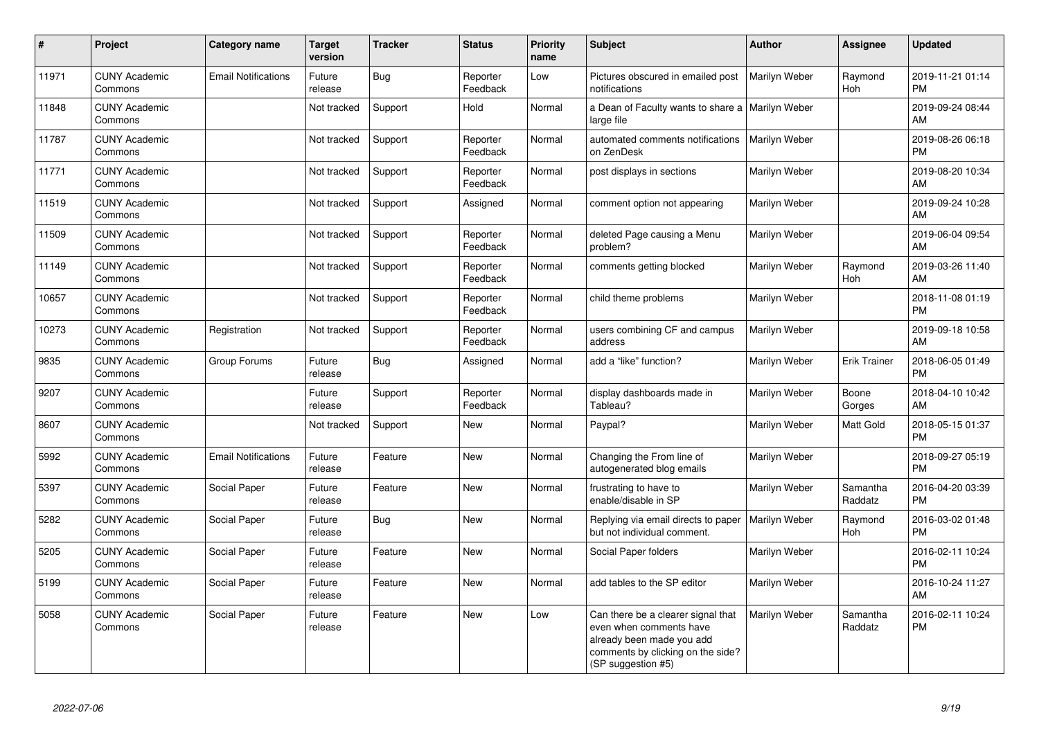| # | Project | Category name | Target version | Tracker | Status | Priority name | Subject | Author | Assignee | Updated |
|---|---|---|---|---|---|---|---|---|---|---|
| 11971 | CUNY Academic Commons | Email Notifications | Future release | Bug | Reporter Feedback | Low | Pictures obscured in emailed post notifications | Marilyn Weber | Raymond Hoh | 2019-11-21 01:14 PM |
| 11848 | CUNY Academic Commons | | Not tracked | Support | Hold | Normal | a Dean of Faculty wants to share a large file | Marilyn Weber | | 2019-09-24 08:44 AM |
| 11787 | CUNY Academic Commons | | Not tracked | Support | Reporter Feedback | Normal | automated comments notifications on ZenDesk | Marilyn Weber | | 2019-08-26 06:18 PM |
| 11771 | CUNY Academic Commons | | Not tracked | Support | Reporter Feedback | Normal | post displays in sections | Marilyn Weber | | 2019-08-20 10:34 AM |
| 11519 | CUNY Academic Commons | | Not tracked | Support | Assigned | Normal | comment option not appearing | Marilyn Weber | | 2019-09-24 10:28 AM |
| 11509 | CUNY Academic Commons | | Not tracked | Support | Reporter Feedback | Normal | deleted Page causing a Menu problem? | Marilyn Weber | | 2019-06-04 09:54 AM |
| 11149 | CUNY Academic Commons | | Not tracked | Support | Reporter Feedback | Normal | comments getting blocked | Marilyn Weber | Raymond Hoh | 2019-03-26 11:40 AM |
| 10657 | CUNY Academic Commons | | Not tracked | Support | Reporter Feedback | Normal | child theme problems | Marilyn Weber | | 2018-11-08 01:19 PM |
| 10273 | CUNY Academic Commons | Registration | Not tracked | Support | Reporter Feedback | Normal | users combining CF and campus address | Marilyn Weber | | 2019-09-18 10:58 AM |
| 9835 | CUNY Academic Commons | Group Forums | Future release | Bug | Assigned | Normal | add a "like" function? | Marilyn Weber | Erik Trainer | 2018-06-05 01:49 PM |
| 9207 | CUNY Academic Commons | | Future release | Support | Reporter Feedback | Normal | display dashboards made in Tableau? | Marilyn Weber | Boone Gorges | 2018-04-10 10:42 AM |
| 8607 | CUNY Academic Commons | | Not tracked | Support | New | Normal | Paypal? | Marilyn Weber | Matt Gold | 2018-05-15 01:37 PM |
| 5992 | CUNY Academic Commons | Email Notifications | Future release | Feature | New | Normal | Changing the From line of autogenerated blog emails | Marilyn Weber | | 2018-09-27 05:19 PM |
| 5397 | CUNY Academic Commons | Social Paper | Future release | Feature | New | Normal | frustrating to have to enable/disable in SP | Marilyn Weber | Samantha Raddatz | 2016-04-20 03:39 PM |
| 5282 | CUNY Academic Commons | Social Paper | Future release | Bug | New | Normal | Replying via email directs to paper but not individual comment. | Marilyn Weber | Raymond Hoh | 2016-03-02 01:48 PM |
| 5205 | CUNY Academic Commons | Social Paper | Future release | Feature | New | Normal | Social Paper folders | Marilyn Weber | | 2016-02-11 10:24 PM |
| 5199 | CUNY Academic Commons | Social Paper | Future release | Feature | New | Normal | add tables to the SP editor | Marilyn Weber | | 2016-10-24 11:27 AM |
| 5058 | CUNY Academic Commons | Social Paper | Future release | Feature | New | Low | Can there be a clearer signal that even when comments have already been made you add comments by clicking on the side? (SP suggestion #5) | Marilyn Weber | Samantha Raddatz | 2016-02-11 10:24 PM |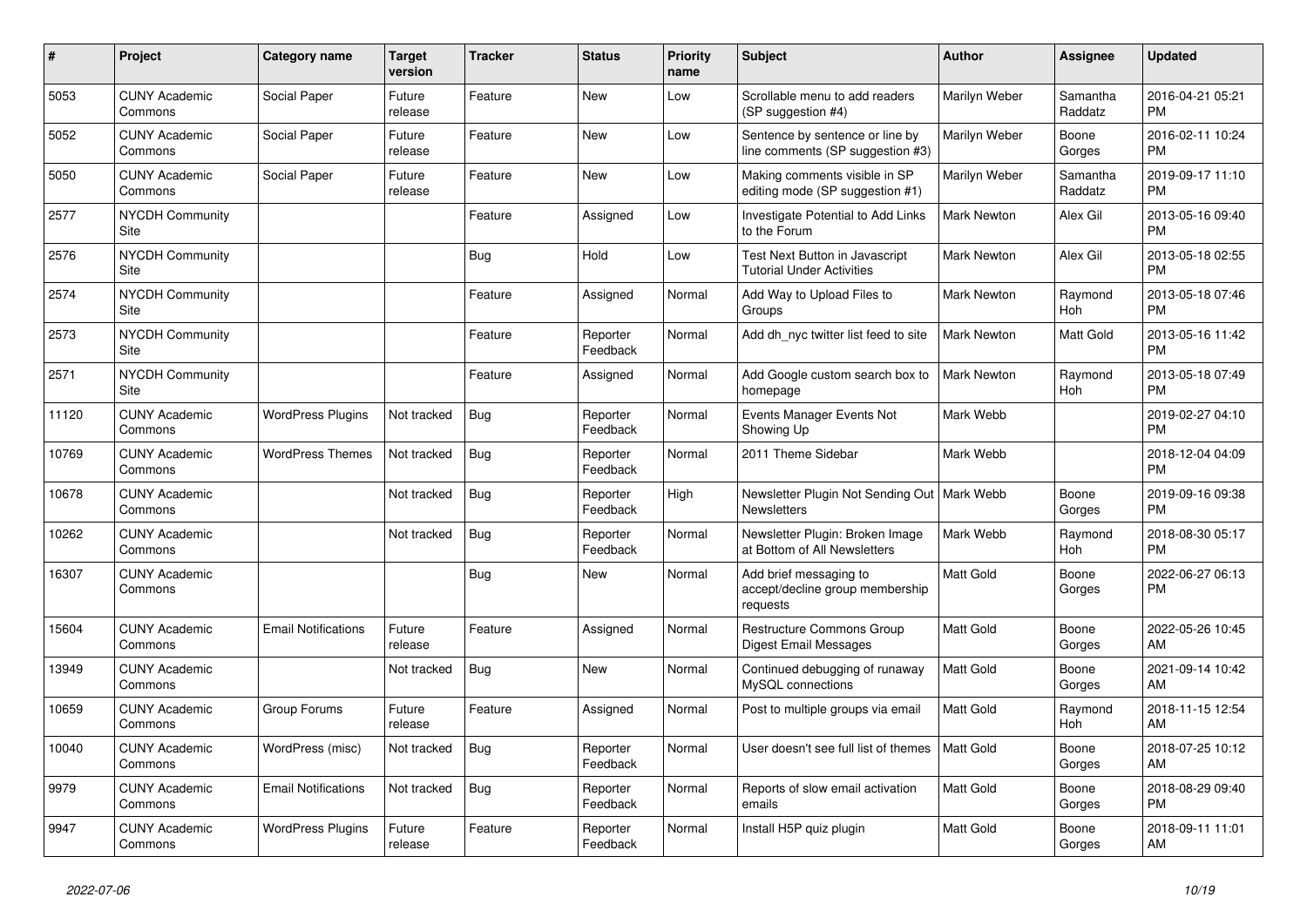| # | Project | Category name | Target version | Tracker | Status | Priority name | Subject | Author | Assignee | Updated |
|---|---|---|---|---|---|---|---|---|---|---|
| 5053 | CUNY Academic Commons | Social Paper | Future release | Feature | New | Low | Scrollable menu to add readers (SP suggestion #4) | Marilyn Weber | Samantha Raddatz | 2016-04-21 05:21 PM |
| 5052 | CUNY Academic Commons | Social Paper | Future release | Feature | New | Low | Sentence by sentence or line by line comments (SP suggestion #3) | Marilyn Weber | Boone Gorges | 2016-02-11 10:24 PM |
| 5050 | CUNY Academic Commons | Social Paper | Future release | Feature | New | Low | Making comments visible in SP editing mode (SP suggestion #1) | Marilyn Weber | Samantha Raddatz | 2019-09-17 11:10 PM |
| 2577 | NYCDH Community Site | | | Feature | Assigned | Low | Investigate Potential to Add Links to the Forum | Mark Newton | Alex Gil | 2013-05-16 09:40 PM |
| 2576 | NYCDH Community Site | | | Bug | Hold | Low | Test Next Button in Javascript Tutorial Under Activities | Mark Newton | Alex Gil | 2013-05-18 02:55 PM |
| 2574 | NYCDH Community Site | | | Feature | Assigned | Normal | Add Way to Upload Files to Groups | Mark Newton | Raymond Hoh | 2013-05-18 07:46 PM |
| 2573 | NYCDH Community Site | | | Feature | Reporter Feedback | Normal | Add dh_nyc twitter list feed to site | Mark Newton | Matt Gold | 2013-05-16 11:42 PM |
| 2571 | NYCDH Community Site | | | Feature | Assigned | Normal | Add Google custom search box to homepage | Mark Newton | Raymond Hoh | 2013-05-18 07:49 PM |
| 11120 | CUNY Academic Commons | WordPress Plugins | Not tracked | Bug | Reporter Feedback | Normal | Events Manager Events Not Showing Up | Mark Webb | | 2019-02-27 04:10 PM |
| 10769 | CUNY Academic Commons | WordPress Themes | Not tracked | Bug | Reporter Feedback | Normal | 2011 Theme Sidebar | Mark Webb | | 2018-12-04 04:09 PM |
| 10678 | CUNY Academic Commons | | Not tracked | Bug | Reporter Feedback | High | Newsletter Plugin Not Sending Out Newsletters | Mark Webb | Boone Gorges | 2019-09-16 09:38 PM |
| 10262 | CUNY Academic Commons | | Not tracked | Bug | Reporter Feedback | Normal | Newsletter Plugin: Broken Image at Bottom of All Newsletters | Mark Webb | Raymond Hoh | 2018-08-30 05:17 PM |
| 16307 | CUNY Academic Commons | | | Bug | New | Normal | Add brief messaging to accept/decline group membership requests | Matt Gold | Boone Gorges | 2022-06-27 06:13 PM |
| 15604 | CUNY Academic Commons | Email Notifications | Future release | Feature | Assigned | Normal | Restructure Commons Group Digest Email Messages | Matt Gold | Boone Gorges | 2022-05-26 10:45 AM |
| 13949 | CUNY Academic Commons | | Not tracked | Bug | New | Normal | Continued debugging of runaway MySQL connections | Matt Gold | Boone Gorges | 2021-09-14 10:42 AM |
| 10659 | CUNY Academic Commons | Group Forums | Future release | Feature | Assigned | Normal | Post to multiple groups via email | Matt Gold | Raymond Hoh | 2018-11-15 12:54 AM |
| 10040 | CUNY Academic Commons | WordPress (misc) | Not tracked | Bug | Reporter Feedback | Normal | User doesn't see full list of themes | Matt Gold | Boone Gorges | 2018-07-25 10:12 AM |
| 9979 | CUNY Academic Commons | Email Notifications | Not tracked | Bug | Reporter Feedback | Normal | Reports of slow email activation emails | Matt Gold | Boone Gorges | 2018-08-29 09:40 PM |
| 9947 | CUNY Academic Commons | WordPress Plugins | Future release | Feature | Reporter Feedback | Normal | Install H5P quiz plugin | Matt Gold | Boone Gorges | 2018-09-11 11:01 AM |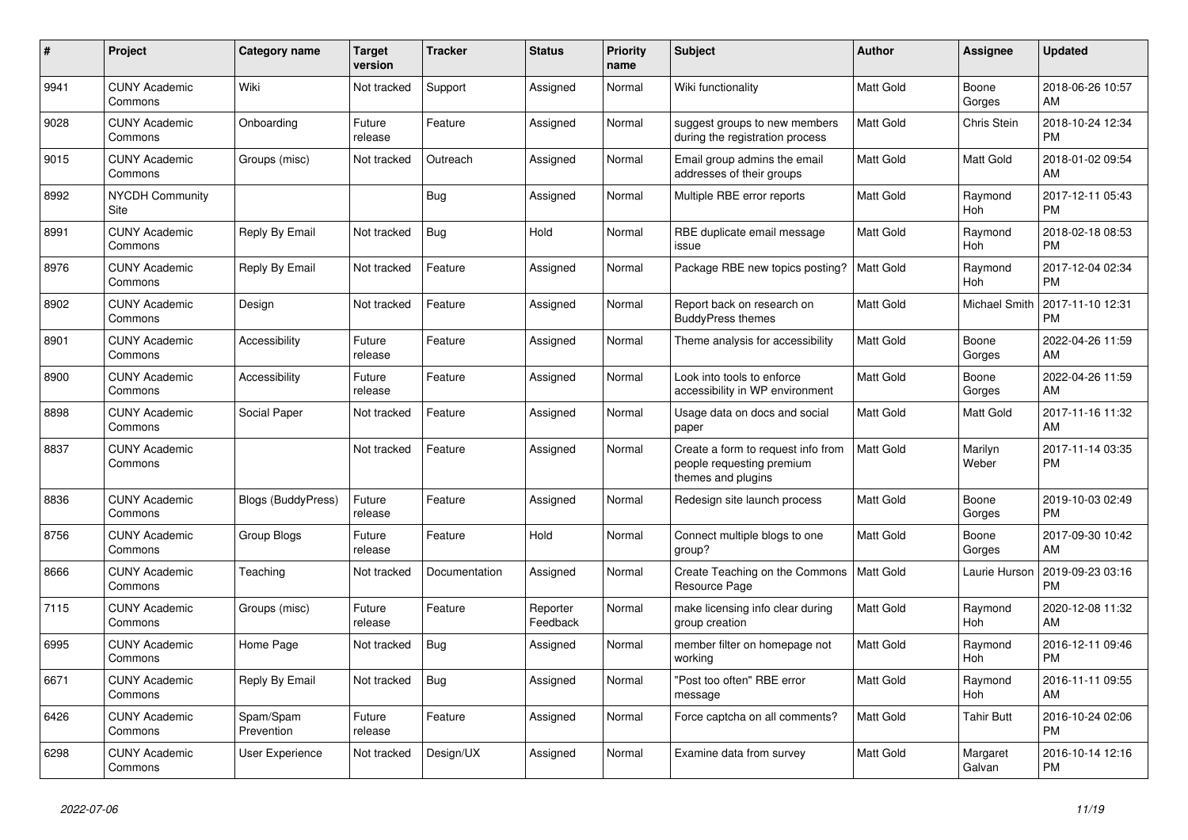| # | Project | Category name | Target version | Tracker | Status | Priority name | Subject | Author | Assignee | Updated |
|---|---|---|---|---|---|---|---|---|---|---|
| 9941 | CUNY Academic Commons | Wiki | Not tracked | Support | Assigned | Normal | Wiki functionality | Matt Gold | Boone Gorges | 2018-06-26 10:57 AM |
| 9028 | CUNY Academic Commons | Onboarding | Future release | Feature | Assigned | Normal | suggest groups to new members during the registration process | Matt Gold | Chris Stein | 2018-10-24 12:34 PM |
| 9015 | CUNY Academic Commons | Groups (misc) | Not tracked | Outreach | Assigned | Normal | Email group admins the email addresses of their groups | Matt Gold | Matt Gold | 2018-01-02 09:54 AM |
| 8992 | NYCDH Community Site | | | Bug | Assigned | Normal | Multiple RBE error reports | Matt Gold | Raymond Hoh | 2017-12-11 05:43 PM |
| 8991 | CUNY Academic Commons | Reply By Email | Not tracked | Bug | Hold | Normal | RBE duplicate email message issue | Matt Gold | Raymond Hoh | 2018-02-18 08:53 PM |
| 8976 | CUNY Academic Commons | Reply By Email | Not tracked | Feature | Assigned | Normal | Package RBE new topics posting? | Matt Gold | Raymond Hoh | 2017-12-04 02:34 PM |
| 8902 | CUNY Academic Commons | Design | Not tracked | Feature | Assigned | Normal | Report back on research on BuddyPress themes | Matt Gold | Michael Smith | 2017-11-10 12:31 PM |
| 8901 | CUNY Academic Commons | Accessibility | Future release | Feature | Assigned | Normal | Theme analysis for accessibility | Matt Gold | Boone Gorges | 2022-04-26 11:59 AM |
| 8900 | CUNY Academic Commons | Accessibility | Future release | Feature | Assigned | Normal | Look into tools to enforce accessibility in WP environment | Matt Gold | Boone Gorges | 2022-04-26 11:59 AM |
| 8898 | CUNY Academic Commons | Social Paper | Not tracked | Feature | Assigned | Normal | Usage data on docs and social paper | Matt Gold | Matt Gold | 2017-11-16 11:32 AM |
| 8837 | CUNY Academic Commons | | Not tracked | Feature | Assigned | Normal | Create a form to request info from people requesting premium themes and plugins | Matt Gold | Marilyn Weber | 2017-11-14 03:35 PM |
| 8836 | CUNY Academic Commons | Blogs (BuddyPress) | Future release | Feature | Assigned | Normal | Redesign site launch process | Matt Gold | Boone Gorges | 2019-10-03 02:49 PM |
| 8756 | CUNY Academic Commons | Group Blogs | Future release | Feature | Hold | Normal | Connect multiple blogs to one group? | Matt Gold | Boone Gorges | 2017-09-30 10:42 AM |
| 8666 | CUNY Academic Commons | Teaching | Not tracked | Documentation | Assigned | Normal | Create Teaching on the Commons Resource Page | Matt Gold | Laurie Hurson | 2019-09-23 03:16 PM |
| 7115 | CUNY Academic Commons | Groups (misc) | Future release | Feature | Reporter Feedback | Normal | make licensing info clear during group creation | Matt Gold | Raymond Hoh | 2020-12-08 11:32 AM |
| 6995 | CUNY Academic Commons | Home Page | Not tracked | Bug | Assigned | Normal | member filter on homepage not working | Matt Gold | Raymond Hoh | 2016-12-11 09:46 PM |
| 6671 | CUNY Academic Commons | Reply By Email | Not tracked | Bug | Assigned | Normal | "Post too often" RBE error message | Matt Gold | Raymond Hoh | 2016-11-11 09:55 AM |
| 6426 | CUNY Academic Commons | Spam/Spam Prevention | Future release | Feature | Assigned | Normal | Force captcha on all comments? | Matt Gold | Tahir Butt | 2016-10-24 02:06 PM |
| 6298 | CUNY Academic Commons | User Experience | Not tracked | Design/UX | Assigned | Normal | Examine data from survey | Matt Gold | Margaret Galvan | 2016-10-14 12:16 PM |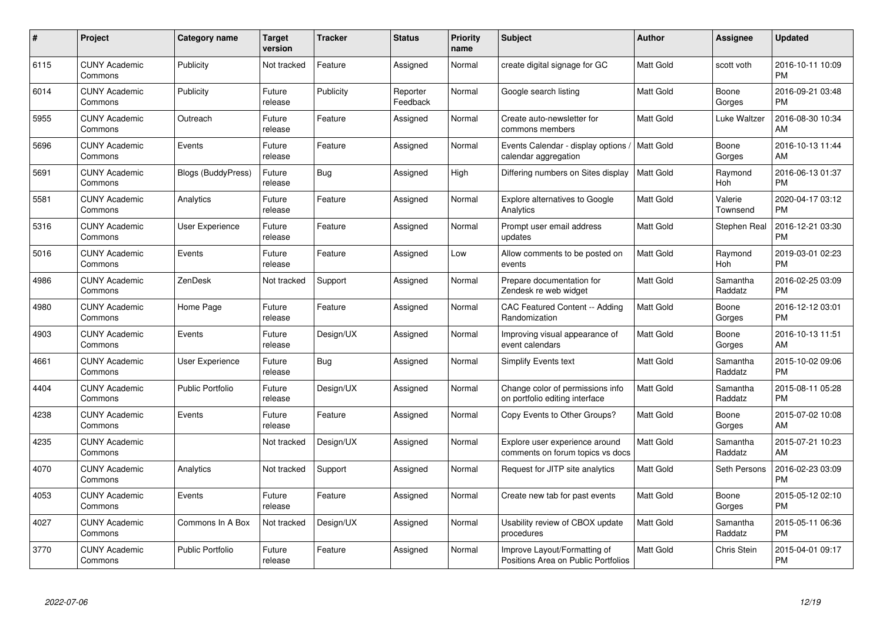| # | Project | Category name | Target version | Tracker | Status | Priority name | Subject | Author | Assignee | Updated |
|---|---|---|---|---|---|---|---|---|---|---|
| 6115 | CUNY Academic Commons | Publicity | Not tracked | Feature | Assigned | Normal | create digital signage for GC | Matt Gold | scott voth | 2016-10-11 10:09 PM |
| 6014 | CUNY Academic Commons | Publicity | Future release | Publicity | Reporter Feedback | Normal | Google search listing | Matt Gold | Boone Gorges | 2016-09-21 03:48 PM |
| 5955 | CUNY Academic Commons | Outreach | Future release | Feature | Assigned | Normal | Create auto-newsletter for commons members | Matt Gold | Luke Waltzer | 2016-08-30 10:34 AM |
| 5696 | CUNY Academic Commons | Events | Future release | Feature | Assigned | Normal | Events Calendar - display options / calendar aggregation | Matt Gold | Boone Gorges | 2016-10-13 11:44 AM |
| 5691 | CUNY Academic Commons | Blogs (BuddyPress) | Future release | Bug | Assigned | High | Differing numbers on Sites display | Matt Gold | Raymond Hoh | 2016-06-13 01:37 PM |
| 5581 | CUNY Academic Commons | Analytics | Future release | Feature | Assigned | Normal | Explore alternatives to Google Analytics | Matt Gold | Valerie Townsend | 2020-04-17 03:12 PM |
| 5316 | CUNY Academic Commons | User Experience | Future release | Feature | Assigned | Normal | Prompt user email address updates | Matt Gold | Stephen Real | 2016-12-21 03:30 PM |
| 5016 | CUNY Academic Commons | Events | Future release | Feature | Assigned | Low | Allow comments to be posted on events | Matt Gold | Raymond Hoh | 2019-03-01 02:23 PM |
| 4986 | CUNY Academic Commons | ZenDesk | Not tracked | Support | Assigned | Normal | Prepare documentation for Zendesk re web widget | Matt Gold | Samantha Raddatz | 2016-02-25 03:09 PM |
| 4980 | CUNY Academic Commons | Home Page | Future release | Feature | Assigned | Normal | CAC Featured Content -- Adding Randomization | Matt Gold | Boone Gorges | 2016-12-12 03:01 PM |
| 4903 | CUNY Academic Commons | Events | Future release | Design/UX | Assigned | Normal | Improving visual appearance of event calendars | Matt Gold | Boone Gorges | 2016-10-13 11:51 AM |
| 4661 | CUNY Academic Commons | User Experience | Future release | Bug | Assigned | Normal | Simplify Events text | Matt Gold | Samantha Raddatz | 2015-10-02 09:06 PM |
| 4404 | CUNY Academic Commons | Public Portfolio | Future release | Design/UX | Assigned | Normal | Change color of permissions info on portfolio editing interface | Matt Gold | Samantha Raddatz | 2015-08-11 05:28 PM |
| 4238 | CUNY Academic Commons | Events | Future release | Feature | Assigned | Normal | Copy Events to Other Groups? | Matt Gold | Boone Gorges | 2015-07-02 10:08 AM |
| 4235 | CUNY Academic Commons | | Not tracked | Design/UX | Assigned | Normal | Explore user experience around comments on forum topics vs docs | Matt Gold | Samantha Raddatz | 2015-07-21 10:23 AM |
| 4070 | CUNY Academic Commons | Analytics | Not tracked | Support | Assigned | Normal | Request for JITP site analytics | Matt Gold | Seth Persons | 2016-02-23 03:09 PM |
| 4053 | CUNY Academic Commons | Events | Future release | Feature | Assigned | Normal | Create new tab for past events | Matt Gold | Boone Gorges | 2015-05-12 02:10 PM |
| 4027 | CUNY Academic Commons | Commons In A Box | Not tracked | Design/UX | Assigned | Normal | Usability review of CBOX update procedures | Matt Gold | Samantha Raddatz | 2015-05-11 06:36 PM |
| 3770 | CUNY Academic Commons | Public Portfolio | Future release | Feature | Assigned | Normal | Improve Layout/Formatting of Positions Area on Public Portfolios | Matt Gold | Chris Stein | 2015-04-01 09:17 PM |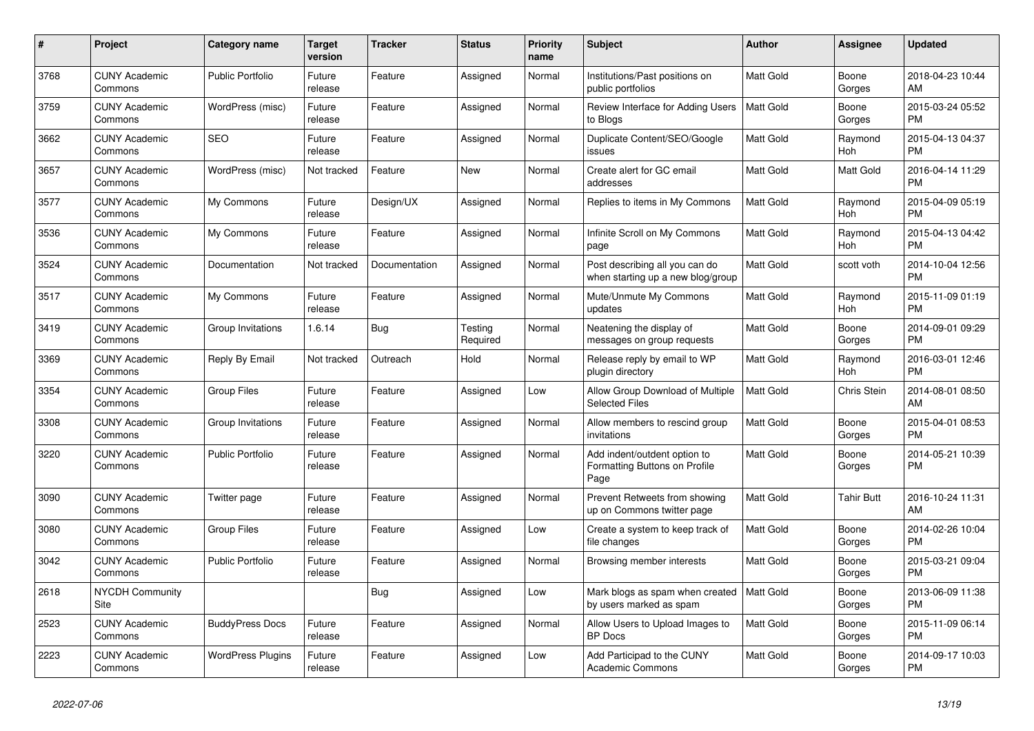| # | Project | Category name | Target version | Tracker | Status | Priority name | Subject | Author | Assignee | Updated |
|---|---|---|---|---|---|---|---|---|---|---|
| 3768 | CUNY Academic Commons | Public Portfolio | Future release | Feature | Assigned | Normal | Institutions/Past positions on public portfolios | Matt Gold | Boone Gorges | 2018-04-23 10:44 AM |
| 3759 | CUNY Academic Commons | WordPress (misc) | Future release | Feature | Assigned | Normal | Review Interface for Adding Users to Blogs | Matt Gold | Boone Gorges | 2015-03-24 05:52 PM |
| 3662 | CUNY Academic Commons | SEO | Future release | Feature | Assigned | Normal | Duplicate Content/SEO/Google issues | Matt Gold | Raymond Hoh | 2015-04-13 04:37 PM |
| 3657 | CUNY Academic Commons | WordPress (misc) | Not tracked | Feature | New | Normal | Create alert for GC email addresses | Matt Gold | Matt Gold | 2016-04-14 11:29 PM |
| 3577 | CUNY Academic Commons | My Commons | Future release | Design/UX | Assigned | Normal | Replies to items in My Commons | Matt Gold | Raymond Hoh | 2015-04-09 05:19 PM |
| 3536 | CUNY Academic Commons | My Commons | Future release | Feature | Assigned | Normal | Infinite Scroll on My Commons page | Matt Gold | Raymond Hoh | 2015-04-13 04:42 PM |
| 3524 | CUNY Academic Commons | Documentation | Not tracked | Documentation | Assigned | Normal | Post describing all you can do when starting up a new blog/group | Matt Gold | scott voth | 2014-10-04 12:56 PM |
| 3517 | CUNY Academic Commons | My Commons | Future release | Feature | Assigned | Normal | Mute/Unmute My Commons updates | Matt Gold | Raymond Hoh | 2015-11-09 01:19 PM |
| 3419 | CUNY Academic Commons | Group Invitations | 1.6.14 | Bug | Testing Required | Normal | Neatening the display of messages on group requests | Matt Gold | Boone Gorges | 2014-09-01 09:29 PM |
| 3369 | CUNY Academic Commons | Reply By Email | Not tracked | Outreach | Hold | Normal | Release reply by email to WP plugin directory | Matt Gold | Raymond Hoh | 2016-03-01 12:46 PM |
| 3354 | CUNY Academic Commons | Group Files | Future release | Feature | Assigned | Low | Allow Group Download of Multiple Selected Files | Matt Gold | Chris Stein | 2014-08-01 08:50 AM |
| 3308 | CUNY Academic Commons | Group Invitations | Future release | Feature | Assigned | Normal | Allow members to rescind group invitations | Matt Gold | Boone Gorges | 2015-04-01 08:53 PM |
| 3220 | CUNY Academic Commons | Public Portfolio | Future release | Feature | Assigned | Normal | Add indent/outdent option to Formatting Buttons on Profile Page | Matt Gold | Boone Gorges | 2014-05-21 10:39 PM |
| 3090 | CUNY Academic Commons | Twitter page | Future release | Feature | Assigned | Normal | Prevent Retweets from showing up on Commons twitter page | Matt Gold | Tahir Butt | 2016-10-24 11:31 AM |
| 3080 | CUNY Academic Commons | Group Files | Future release | Feature | Assigned | Low | Create a system to keep track of file changes | Matt Gold | Boone Gorges | 2014-02-26 10:04 PM |
| 3042 | CUNY Academic Commons | Public Portfolio | Future release | Feature | Assigned | Normal | Browsing member interests | Matt Gold | Boone Gorges | 2015-03-21 09:04 PM |
| 2618 | NYCDH Community Site | | | Bug | Assigned | Low | Mark blogs as spam when created by users marked as spam | Matt Gold | Boone Gorges | 2013-06-09 11:38 PM |
| 2523 | CUNY Academic Commons | BuddyPress Docs | Future release | Feature | Assigned | Normal | Allow Users to Upload Images to BP Docs | Matt Gold | Boone Gorges | 2015-11-09 06:14 PM |
| 2223 | CUNY Academic Commons | WordPress Plugins | Future release | Feature | Assigned | Low | Add Participad to the CUNY Academic Commons | Matt Gold | Boone Gorges | 2014-09-17 10:03 PM |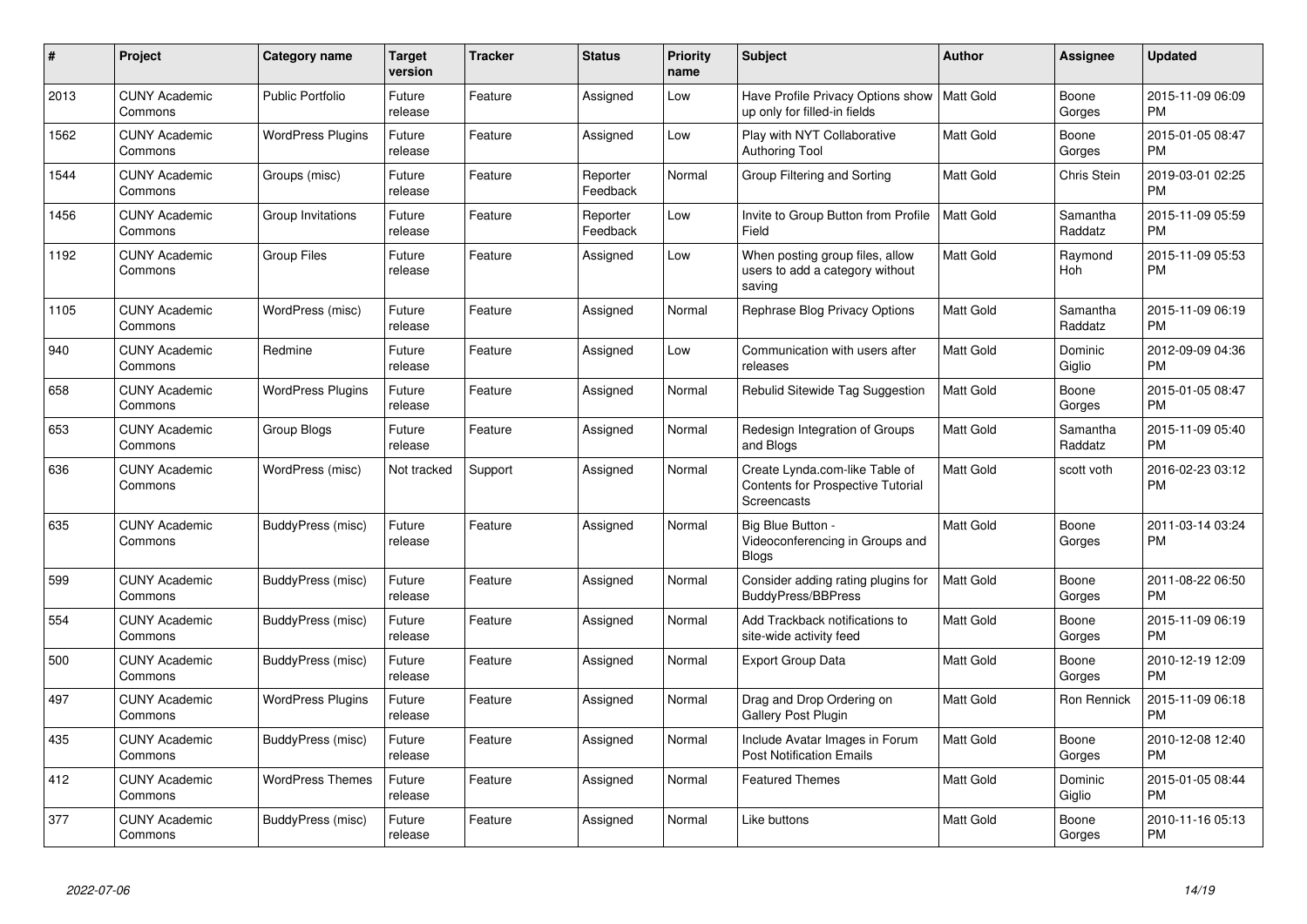| # | Project | Category name | Target version | Tracker | Status | Priority name | Subject | Author | Assignee | Updated |
|---|---|---|---|---|---|---|---|---|---|---|
| 2013 | CUNY Academic Commons | Public Portfolio | Future release | Feature | Assigned | Low | Have Profile Privacy Options show up only for filled-in fields | Matt Gold | Boone Gorges | 2015-11-09 06:09 PM |
| 1562 | CUNY Academic Commons | WordPress Plugins | Future release | Feature | Assigned | Low | Play with NYT Collaborative Authoring Tool | Matt Gold | Boone Gorges | 2015-01-05 08:47 PM |
| 1544 | CUNY Academic Commons | Groups (misc) | Future release | Feature | Reporter Feedback | Normal | Group Filtering and Sorting | Matt Gold | Chris Stein | 2019-03-01 02:25 PM |
| 1456 | CUNY Academic Commons | Group Invitations | Future release | Feature | Reporter Feedback | Low | Invite to Group Button from Profile Field | Matt Gold | Samantha Raddatz | 2015-11-09 05:59 PM |
| 1192 | CUNY Academic Commons | Group Files | Future release | Feature | Assigned | Low | When posting group files, allow users to add a category without saving | Matt Gold | Raymond Hoh | 2015-11-09 05:53 PM |
| 1105 | CUNY Academic Commons | WordPress (misc) | Future release | Feature | Assigned | Normal | Rephrase Blog Privacy Options | Matt Gold | Samantha Raddatz | 2015-11-09 06:19 PM |
| 940 | CUNY Academic Commons | Redmine | Future release | Feature | Assigned | Low | Communication with users after releases | Matt Gold | Dominic Giglio | 2012-09-09 04:36 PM |
| 658 | CUNY Academic Commons | WordPress Plugins | Future release | Feature | Assigned | Normal | Rebulid Sitewide Tag Suggestion | Matt Gold | Boone Gorges | 2015-01-05 08:47 PM |
| 653 | CUNY Academic Commons | Group Blogs | Future release | Feature | Assigned | Normal | Redesign Integration of Groups and Blogs | Matt Gold | Samantha Raddatz | 2015-11-09 05:40 PM |
| 636 | CUNY Academic Commons | WordPress (misc) | Not tracked | Support | Assigned | Normal | Create Lynda.com-like Table of Contents for Prospective Tutorial Screencasts | Matt Gold | scott voth | 2016-02-23 03:12 PM |
| 635 | CUNY Academic Commons | BuddyPress (misc) | Future release | Feature | Assigned | Normal | Big Blue Button - Videoconferencing in Groups and Blogs | Matt Gold | Boone Gorges | 2011-03-14 03:24 PM |
| 599 | CUNY Academic Commons | BuddyPress (misc) | Future release | Feature | Assigned | Normal | Consider adding rating plugins for BuddyPress/BBPress | Matt Gold | Boone Gorges | 2011-08-22 06:50 PM |
| 554 | CUNY Academic Commons | BuddyPress (misc) | Future release | Feature | Assigned | Normal | Add Trackback notifications to site-wide activity feed | Matt Gold | Boone Gorges | 2015-11-09 06:19 PM |
| 500 | CUNY Academic Commons | BuddyPress (misc) | Future release | Feature | Assigned | Normal | Export Group Data | Matt Gold | Boone Gorges | 2010-12-19 12:09 PM |
| 497 | CUNY Academic Commons | WordPress Plugins | Future release | Feature | Assigned | Normal | Drag and Drop Ordering on Gallery Post Plugin | Matt Gold | Ron Rennick | 2015-11-09 06:18 PM |
| 435 | CUNY Academic Commons | BuddyPress (misc) | Future release | Feature | Assigned | Normal | Include Avatar Images in Forum Post Notification Emails | Matt Gold | Boone Gorges | 2010-12-08 12:40 PM |
| 412 | CUNY Academic Commons | WordPress Themes | Future release | Feature | Assigned | Normal | Featured Themes | Matt Gold | Dominic Giglio | 2015-01-05 08:44 PM |
| 377 | CUNY Academic Commons | BuddyPress (misc) | Future release | Feature | Assigned | Normal | Like buttons | Matt Gold | Boone Gorges | 2010-11-16 05:13 PM |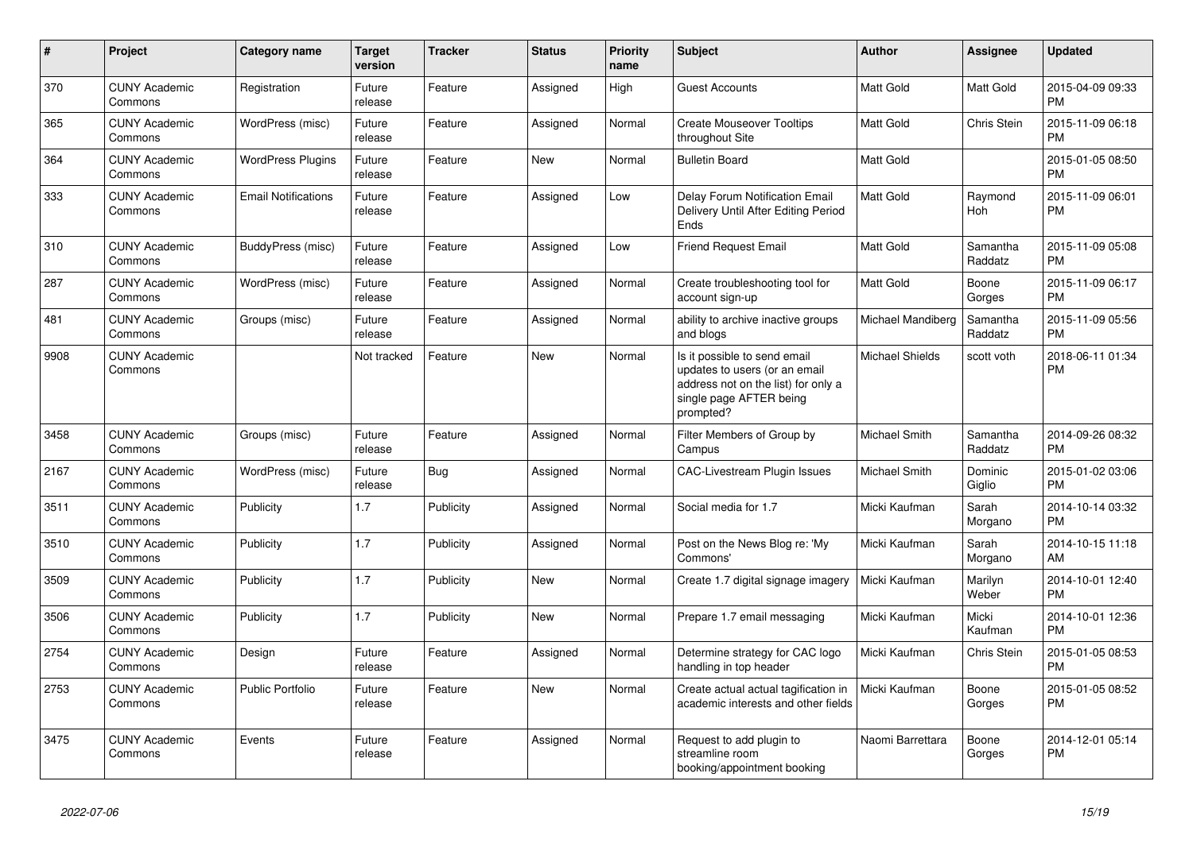| # | Project | Category name | Target version | Tracker | Status | Priority name | Subject | Author | Assignee | Updated |
|---|---|---|---|---|---|---|---|---|---|---|
| 370 | CUNY Academic Commons | Registration | Future release | Feature | Assigned | High | Guest Accounts | Matt Gold | Matt Gold | 2015-04-09 09:33 PM |
| 365 | CUNY Academic Commons | WordPress (misc) | Future release | Feature | Assigned | Normal | Create Mouseover Tooltips throughout Site | Matt Gold | Chris Stein | 2015-11-09 06:18 PM |
| 364 | CUNY Academic Commons | WordPress Plugins | Future release | Feature | New | Normal | Bulletin Board | Matt Gold | | 2015-01-05 08:50 PM |
| 333 | CUNY Academic Commons | Email Notifications | Future release | Feature | Assigned | Low | Delay Forum Notification Email Delivery Until After Editing Period Ends | Matt Gold | Raymond Hoh | 2015-11-09 06:01 PM |
| 310 | CUNY Academic Commons | BuddyPress (misc) | Future release | Feature | Assigned | Low | Friend Request Email | Matt Gold | Samantha Raddatz | 2015-11-09 05:08 PM |
| 287 | CUNY Academic Commons | WordPress (misc) | Future release | Feature | Assigned | Normal | Create troubleshooting tool for account sign-up | Matt Gold | Boone Gorges | 2015-11-09 06:17 PM |
| 481 | CUNY Academic Commons | Groups (misc) | Future release | Feature | Assigned | Normal | ability to archive inactive groups and blogs | Michael Mandiberg | Samantha Raddatz | 2015-11-09 05:56 PM |
| 9908 | CUNY Academic Commons | | Not tracked | Feature | New | Normal | Is it possible to send email updates to users (or an email address not on the list) for only a single page AFTER being prompted? | Michael Shields | scott voth | 2018-06-11 01:34 PM |
| 3458 | CUNY Academic Commons | Groups (misc) | Future release | Feature | Assigned | Normal | Filter Members of Group by Campus | Michael Smith | Samantha Raddatz | 2014-09-26 08:32 PM |
| 2167 | CUNY Academic Commons | WordPress (misc) | Future release | Bug | Assigned | Normal | CAC-Livestream Plugin Issues | Michael Smith | Dominic Giglio | 2015-01-02 03:06 PM |
| 3511 | CUNY Academic Commons | Publicity | 1.7 | Publicity | Assigned | Normal | Social media for 1.7 | Micki Kaufman | Sarah Morgano | 2014-10-14 03:32 PM |
| 3510 | CUNY Academic Commons | Publicity | 1.7 | Publicity | Assigned | Normal | Post on the News Blog re: 'My Commons' | Micki Kaufman | Sarah Morgano | 2014-10-15 11:18 AM |
| 3509 | CUNY Academic Commons | Publicity | 1.7 | Publicity | New | Normal | Create 1.7 digital signage imagery | Micki Kaufman | Marilyn Weber | 2014-10-01 12:40 PM |
| 3506 | CUNY Academic Commons | Publicity | 1.7 | Publicity | New | Normal | Prepare 1.7 email messaging | Micki Kaufman | Micki Kaufman | 2014-10-01 12:36 PM |
| 2754 | CUNY Academic Commons | Design | Future release | Feature | Assigned | Normal | Determine strategy for CAC logo handling in top header | Micki Kaufman | Chris Stein | 2015-01-05 08:53 PM |
| 2753 | CUNY Academic Commons | Public Portfolio | Future release | Feature | New | Normal | Create actual actual tagification in academic interests and other fields | Micki Kaufman | Boone Gorges | 2015-01-05 08:52 PM |
| 3475 | CUNY Academic Commons | Events | Future release | Feature | Assigned | Normal | Request to add plugin to streamline room booking/appointment booking | Naomi Barrettara | Boone Gorges | 2014-12-01 05:14 PM |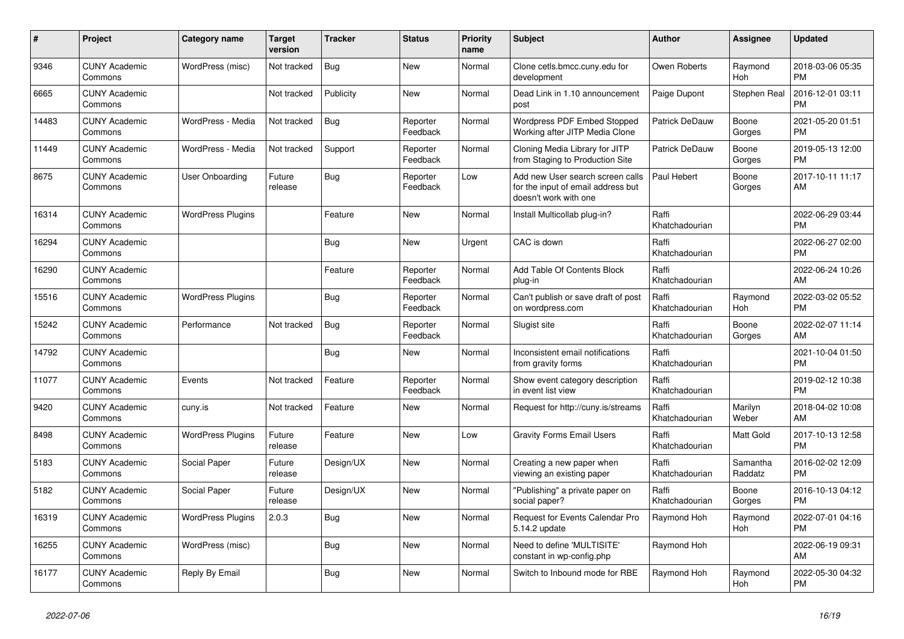| # | Project | Category name | Target version | Tracker | Status | Priority name | Subject | Author | Assignee | Updated |
|---|---|---|---|---|---|---|---|---|---|---|
| 9346 | CUNY Academic Commons | WordPress (misc) | Not tracked | Bug | New | Normal | Clone cetls.bmcc.cuny.edu for development | Owen Roberts | Raymond Hoh | 2018-03-06 05:35 PM |
| 6665 | CUNY Academic Commons | | Not tracked | Publicity | New | Normal | Dead Link in 1.10 announcement post | Paige Dupont | Stephen Real | 2016-12-01 03:11 PM |
| 14483 | CUNY Academic Commons | WordPress - Media | Not tracked | Bug | Reporter Feedback | Normal | Wordpress PDF Embed Stopped Working after JITP Media Clone | Patrick DeDauw | Boone Gorges | 2021-05-20 01:51 PM |
| 11449 | CUNY Academic Commons | WordPress - Media | Not tracked | Support | Reporter Feedback | Normal | Cloning Media Library for JITP from Staging to Production Site | Patrick DeDauw | Boone Gorges | 2019-05-13 12:00 PM |
| 8675 | CUNY Academic Commons | User Onboarding | Future release | Bug | Reporter Feedback | Low | Add new User search screen calls for the input of email address but doesn't work with one | Paul Hebert | Boone Gorges | 2017-10-11 11:17 AM |
| 16314 | CUNY Academic Commons | WordPress Plugins | | Feature | New | Normal | Install Multicollab plug-in? | Raffi Khatchadourian | | 2022-06-29 03:44 PM |
| 16294 | CUNY Academic Commons | | | Bug | New | Urgent | CAC is down | Raffi Khatchadourian | | 2022-06-27 02:00 PM |
| 16290 | CUNY Academic Commons | | | Feature | Reporter Feedback | Normal | Add Table Of Contents Block plug-in | Raffi Khatchadourian | | 2022-06-24 10:26 AM |
| 15516 | CUNY Academic Commons | WordPress Plugins | | Bug | Reporter Feedback | Normal | Can't publish or save draft of post on wordpress.com | Raffi Khatchadourian | Raymond Hoh | 2022-03-02 05:52 PM |
| 15242 | CUNY Academic Commons | Performance | Not tracked | Bug | Reporter Feedback | Normal | Slugist site | Raffi Khatchadourian | Boone Gorges | 2022-02-07 11:14 AM |
| 14792 | CUNY Academic Commons | | | Bug | New | Normal | Inconsistent email notifications from gravity forms | Raffi Khatchadourian | | 2021-10-04 01:50 PM |
| 11077 | CUNY Academic Commons | Events | Not tracked | Feature | Reporter Feedback | Normal | Show event category description in event list view | Raffi Khatchadourian | | 2019-02-12 10:38 PM |
| 9420 | CUNY Academic Commons | cuny.is | Not tracked | Feature | New | Normal | Request for http://cuny.is/streams | Raffi Khatchadourian | Marilyn Weber | 2018-04-02 10:08 AM |
| 8498 | CUNY Academic Commons | WordPress Plugins | Future release | Feature | New | Low | Gravity Forms Email Users | Raffi Khatchadourian | Matt Gold | 2017-10-13 12:58 PM |
| 5183 | CUNY Academic Commons | Social Paper | Future release | Design/UX | New | Normal | Creating a new paper when viewing an existing paper | Raffi Khatchadourian | Samantha Raddatz | 2016-02-02 12:09 PM |
| 5182 | CUNY Academic Commons | Social Paper | Future release | Design/UX | New | Normal | "Publishing" a private paper on social paper? | Raffi Khatchadourian | Boone Gorges | 2016-10-13 04:12 PM |
| 16319 | CUNY Academic Commons | WordPress Plugins | 2.0.3 | Bug | New | Normal | Request for Events Calendar Pro 5.14.2 update | Raymond Hoh | Raymond Hoh | 2022-07-01 04:16 PM |
| 16255 | CUNY Academic Commons | WordPress (misc) | | Bug | New | Normal | Need to define 'MULTISITE' constant in wp-config.php | Raymond Hoh | | 2022-06-19 09:31 AM |
| 16177 | CUNY Academic Commons | Reply By Email | | Bug | New | Normal | Switch to Inbound mode for RBE | Raymond Hoh | Raymond Hoh | 2022-05-30 04:32 PM |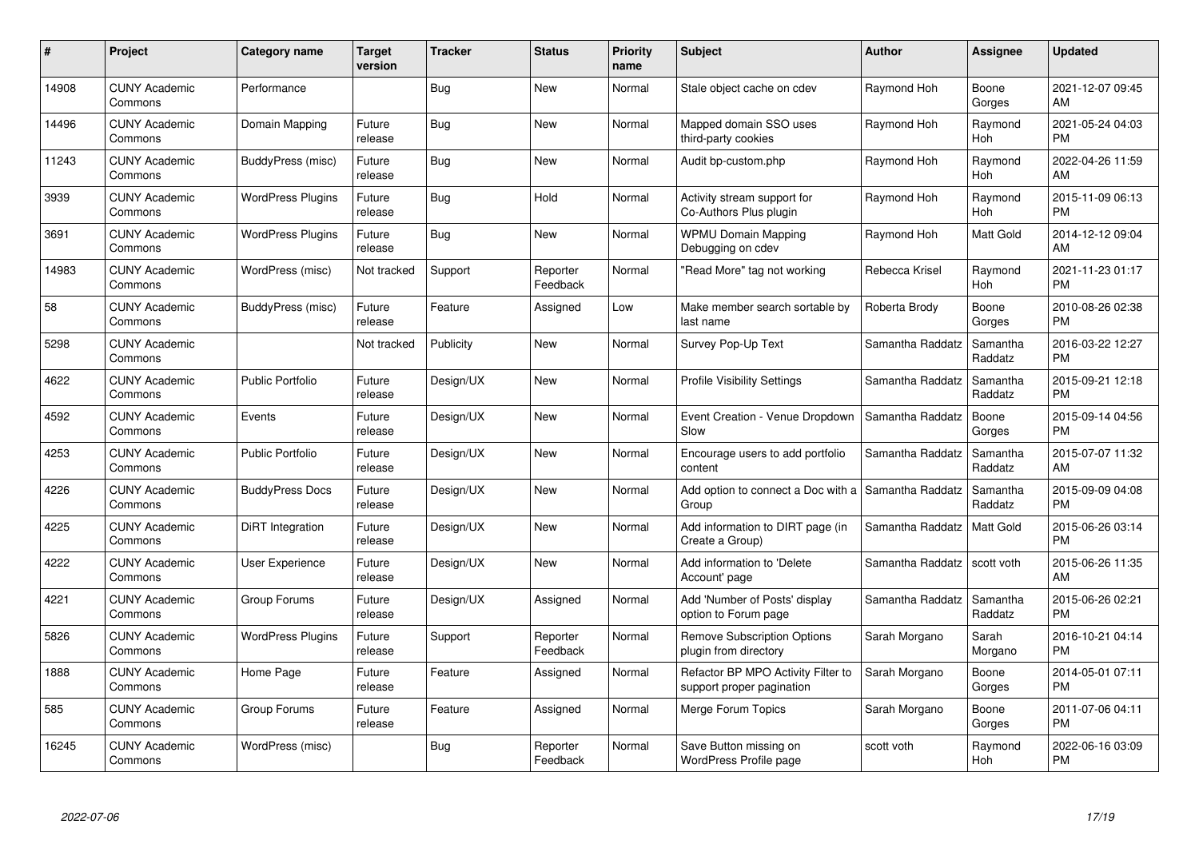| # | Project | Category name | Target version | Tracker | Status | Priority name | Subject | Author | Assignee | Updated |
|---|---|---|---|---|---|---|---|---|---|---|
| 14908 | CUNY Academic Commons | Performance | | Bug | New | Normal | Stale object cache on cdev | Raymond Hoh | Boone Gorges | 2021-12-07 09:45 AM |
| 14496 | CUNY Academic Commons | Domain Mapping | Future release | Bug | New | Normal | Mapped domain SSO uses third-party cookies | Raymond Hoh | Raymond Hoh | 2021-05-24 04:03 PM |
| 11243 | CUNY Academic Commons | BuddyPress (misc) | Future release | Bug | New | Normal | Audit bp-custom.php | Raymond Hoh | Raymond Hoh | 2022-04-26 11:59 AM |
| 3939 | CUNY Academic Commons | WordPress Plugins | Future release | Bug | Hold | Normal | Activity stream support for Co-Authors Plus plugin | Raymond Hoh | Raymond Hoh | 2015-11-09 06:13 PM |
| 3691 | CUNY Academic Commons | WordPress Plugins | Future release | Bug | New | Normal | WPMU Domain Mapping Debugging on cdev | Raymond Hoh | Matt Gold | 2014-12-12 09:04 AM |
| 14983 | CUNY Academic Commons | WordPress (misc) | Not tracked | Support | Reporter Feedback | Normal | "Read More" tag not working | Rebecca Krisel | Raymond Hoh | 2021-11-23 01:17 PM |
| 58 | CUNY Academic Commons | BuddyPress (misc) | Future release | Feature | Assigned | Low | Make member search sortable by last name | Roberta Brody | Boone Gorges | 2010-08-26 02:38 PM |
| 5298 | CUNY Academic Commons | | Not tracked | Publicity | New | Normal | Survey Pop-Up Text | Samantha Raddatz | Samantha Raddatz | 2016-03-22 12:27 PM |
| 4622 | CUNY Academic Commons | Public Portfolio | Future release | Design/UX | New | Normal | Profile Visibility Settings | Samantha Raddatz | Samantha Raddatz | 2015-09-21 12:18 PM |
| 4592 | CUNY Academic Commons | Events | Future release | Design/UX | New | Normal | Event Creation - Venue Dropdown Slow | Samantha Raddatz | Boone Gorges | 2015-09-14 04:56 PM |
| 4253 | CUNY Academic Commons | Public Portfolio | Future release | Design/UX | New | Normal | Encourage users to add portfolio content | Samantha Raddatz | Samantha Raddatz | 2015-07-07 11:32 AM |
| 4226 | CUNY Academic Commons | BuddyPress Docs | Future release | Design/UX | New | Normal | Add option to connect a Doc with a Group | Samantha Raddatz | Samantha Raddatz | 2015-09-09 04:08 PM |
| 4225 | CUNY Academic Commons | DiRT Integration | Future release | Design/UX | New | Normal | Add information to DIRT page (in Create a Group) | Samantha Raddatz | Matt Gold | 2015-06-26 03:14 PM |
| 4222 | CUNY Academic Commons | User Experience | Future release | Design/UX | New | Normal | Add information to 'Delete Account' page | Samantha Raddatz | scott voth | 2015-06-26 11:35 AM |
| 4221 | CUNY Academic Commons | Group Forums | Future release | Design/UX | Assigned | Normal | Add 'Number of Posts' display option to Forum page | Samantha Raddatz | Samantha Raddatz | 2015-06-26 02:21 PM |
| 5826 | CUNY Academic Commons | WordPress Plugins | Future release | Support | Reporter Feedback | Normal | Remove Subscription Options plugin from directory | Sarah Morgano | Sarah Morgano | 2016-10-21 04:14 PM |
| 1888 | CUNY Academic Commons | Home Page | Future release | Feature | Assigned | Normal | Refactor BP MPO Activity Filter to support proper pagination | Sarah Morgano | Boone Gorges | 2014-05-01 07:11 PM |
| 585 | CUNY Academic Commons | Group Forums | Future release | Feature | Assigned | Normal | Merge Forum Topics | Sarah Morgano | Boone Gorges | 2011-07-06 04:11 PM |
| 16245 | CUNY Academic Commons | WordPress (misc) | | Bug | Reporter Feedback | Normal | Save Button missing on WordPress Profile page | scott voth | Raymond Hoh | 2022-06-16 03:09 PM |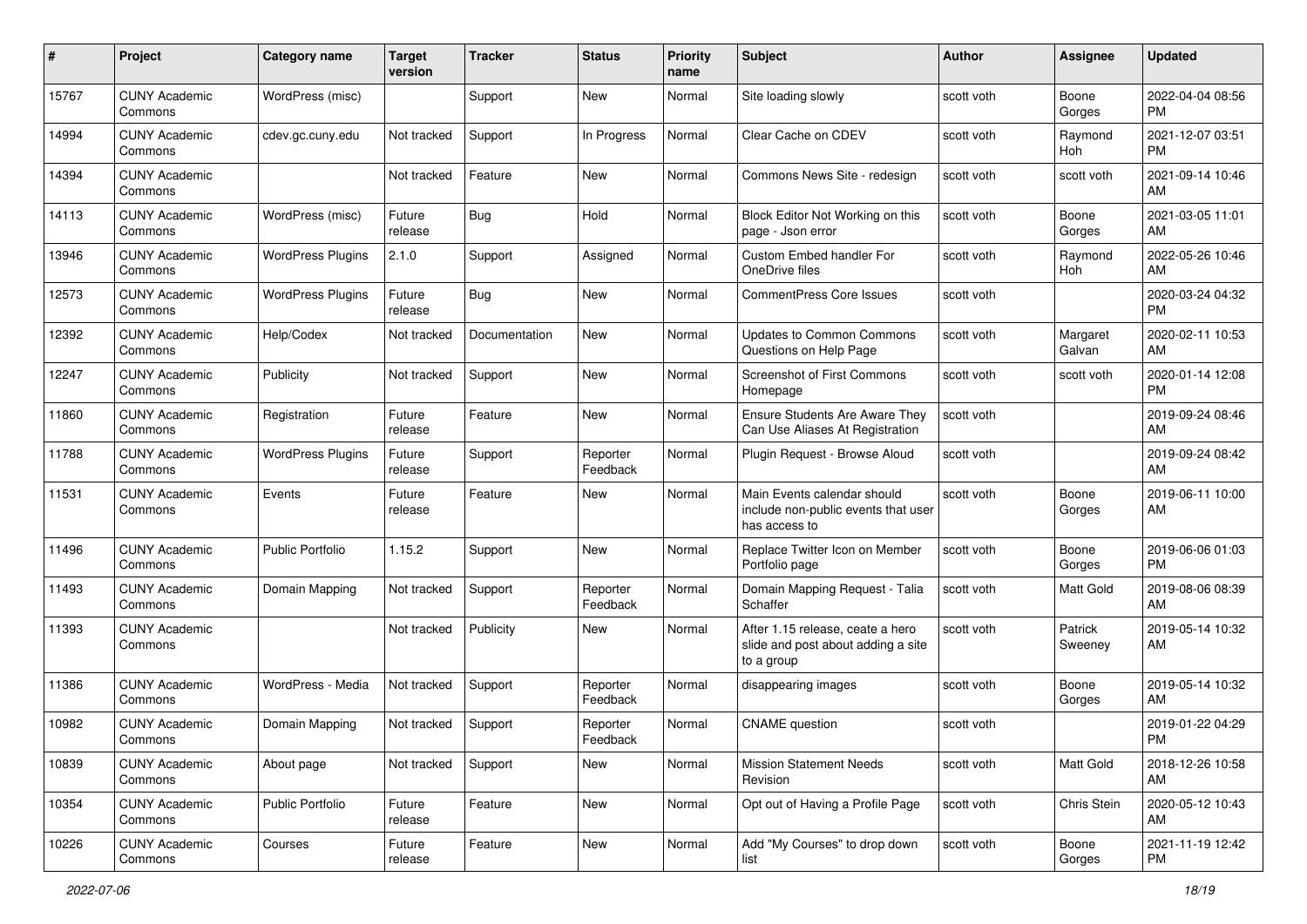| # | Project | Category name | Target version | Tracker | Status | Priority name | Subject | Author | Assignee | Updated |
|---|---|---|---|---|---|---|---|---|---|---|
| 15767 | CUNY Academic Commons | WordPress (misc) | | Support | New | Normal | Site loading slowly | scott voth | Boone Gorges | 2022-04-04 08:56 PM |
| 14994 | CUNY Academic Commons | cdev.gc.cuny.edu | Not tracked | Support | In Progress | Normal | Clear Cache on CDEV | scott voth | Raymond Hoh | 2021-12-07 03:51 PM |
| 14394 | CUNY Academic Commons | | Not tracked | Feature | New | Normal | Commons News Site - redesign | scott voth | scott voth | 2021-09-14 10:46 AM |
| 14113 | CUNY Academic Commons | WordPress (misc) | Future release | Bug | Hold | Normal | Block Editor Not Working on this page - Json error | scott voth | Boone Gorges | 2021-03-05 11:01 AM |
| 13946 | CUNY Academic Commons | WordPress Plugins | 2.1.0 | Support | Assigned | Normal | Custom Embed handler For OneDrive files | scott voth | Raymond Hoh | 2022-05-26 10:46 AM |
| 12573 | CUNY Academic Commons | WordPress Plugins | Future release | Bug | New | Normal | CommentPress Core Issues | scott voth | | 2020-03-24 04:32 PM |
| 12392 | CUNY Academic Commons | Help/Codex | Not tracked | Documentation | New | Normal | Updates to Common Commons Questions on Help Page | scott voth | Margaret Galvan | 2020-02-11 10:53 AM |
| 12247 | CUNY Academic Commons | Publicity | Not tracked | Support | New | Normal | Screenshot of First Commons Homepage | scott voth | scott voth | 2020-01-14 12:08 PM |
| 11860 | CUNY Academic Commons | Registration | Future release | Feature | New | Normal | Ensure Students Are Aware They Can Use Aliases At Registration | scott voth | | 2019-09-24 08:46 AM |
| 11788 | CUNY Academic Commons | WordPress Plugins | Future release | Support | Reporter Feedback | Normal | Plugin Request - Browse Aloud | scott voth | | 2019-09-24 08:42 AM |
| 11531 | CUNY Academic Commons | Events | Future release | Feature | New | Normal | Main Events calendar should include non-public events that user has access to | scott voth | Boone Gorges | 2019-06-11 10:00 AM |
| 11496 | CUNY Academic Commons | Public Portfolio | 1.15.2 | Support | New | Normal | Replace Twitter Icon on Member Portfolio page | scott voth | Boone Gorges | 2019-06-06 01:03 PM |
| 11493 | CUNY Academic Commons | Domain Mapping | Not tracked | Support | Reporter Feedback | Normal | Domain Mapping Request - Talia Schaffer | scott voth | Matt Gold | 2019-08-06 08:39 AM |
| 11393 | CUNY Academic Commons | | Not tracked | Publicity | New | Normal | After 1.15 release, ceate a hero slide and post about adding a site to a group | scott voth | Patrick Sweeney | 2019-05-14 10:32 AM |
| 11386 | CUNY Academic Commons | WordPress - Media | Not tracked | Support | Reporter Feedback | Normal | disappearing images | scott voth | Boone Gorges | 2019-05-14 10:32 AM |
| 10982 | CUNY Academic Commons | Domain Mapping | Not tracked | Support | Reporter Feedback | Normal | CNAME question | scott voth | | 2019-01-22 04:29 PM |
| 10839 | CUNY Academic Commons | About page | Not tracked | Support | New | Normal | Mission Statement Needs Revision | scott voth | Matt Gold | 2018-12-26 10:58 AM |
| 10354 | CUNY Academic Commons | Public Portfolio | Future release | Feature | New | Normal | Opt out of Having a Profile Page | scott voth | Chris Stein | 2020-05-12 10:43 AM |
| 10226 | CUNY Academic Commons | Courses | Future release | Feature | New | Normal | Add "My Courses" to drop down list | scott voth | Boone Gorges | 2021-11-19 12:42 PM |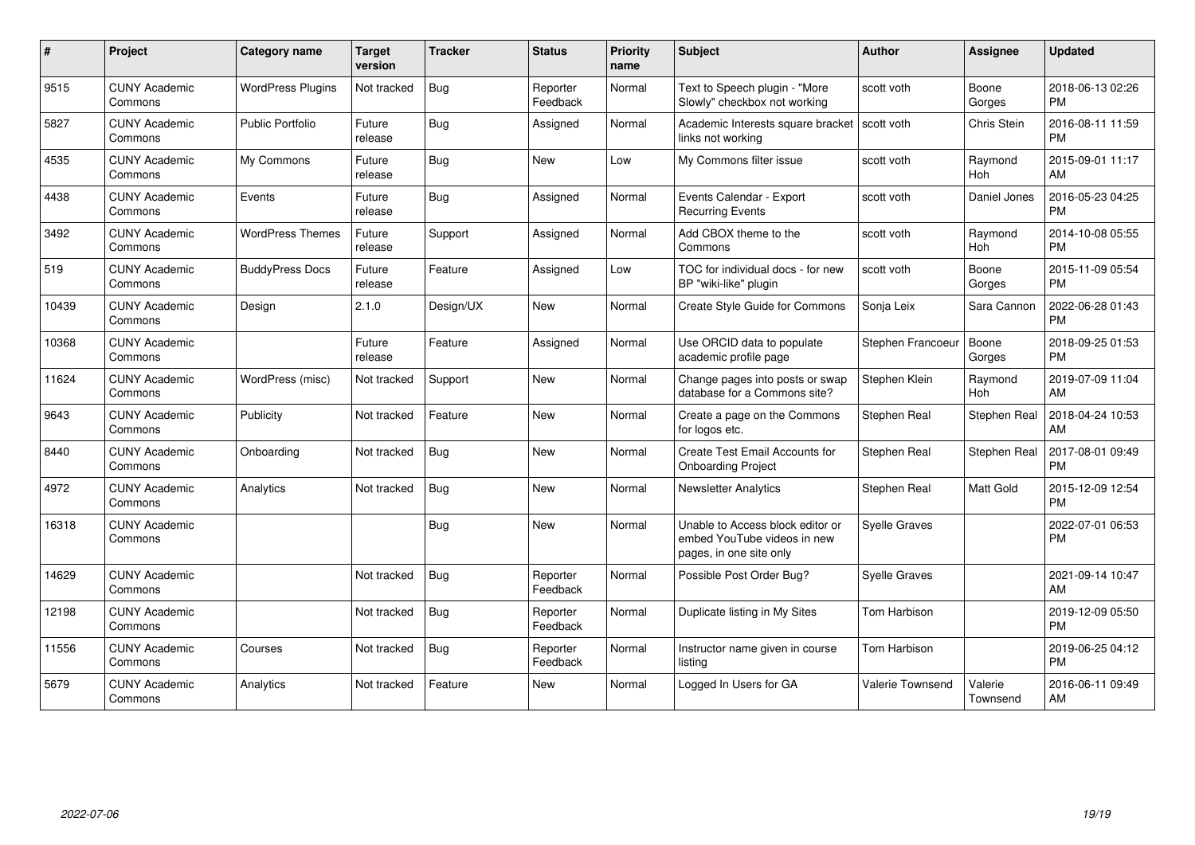| # | Project | Category name | Target version | Tracker | Status | Priority name | Subject | Author | Assignee | Updated |
|---|---|---|---|---|---|---|---|---|---|---|
| 9515 | CUNY Academic Commons | WordPress Plugins | Not tracked | Bug | Reporter Feedback | Normal | Text to Speech plugin - "More Slowly" checkbox not working | scott voth | Boone Gorges | 2018-06-13 02:26 PM |
| 5827 | CUNY Academic Commons | Public Portfolio | Future release | Bug | Assigned | Normal | Academic Interests square bracket links not working | scott voth | Chris Stein | 2016-08-11 11:59 PM |
| 4535 | CUNY Academic Commons | My Commons | Future release | Bug | New | Low | My Commons filter issue | scott voth | Raymond Hoh | 2015-09-01 11:17 AM |
| 4438 | CUNY Academic Commons | Events | Future release | Bug | Assigned | Normal | Events Calendar - Export Recurring Events | scott voth | Daniel Jones | 2016-05-23 04:25 PM |
| 3492 | CUNY Academic Commons | WordPress Themes | Future release | Support | Assigned | Normal | Add CBOX theme to the Commons | scott voth | Raymond Hoh | 2014-10-08 05:55 PM |
| 519 | CUNY Academic Commons | BuddyPress Docs | Future release | Feature | Assigned | Low | TOC for individual docs - for new BP "wiki-like" plugin | scott voth | Boone Gorges | 2015-11-09 05:54 PM |
| 10439 | CUNY Academic Commons | Design | 2.1.0 | Design/UX | New | Normal | Create Style Guide for Commons | Sonja Leix | Sara Cannon | 2022-06-28 01:43 PM |
| 10368 | CUNY Academic Commons | | Future release | Feature | Assigned | Normal | Use ORCID data to populate academic profile page | Stephen Francoeur | Boone Gorges | 2018-09-25 01:53 PM |
| 11624 | CUNY Academic Commons | WordPress (misc) | Not tracked | Support | New | Normal | Change pages into posts or swap database for a Commons site? | Stephen Klein | Raymond Hoh | 2019-07-09 11:04 AM |
| 9643 | CUNY Academic Commons | Publicity | Not tracked | Feature | New | Normal | Create a page on the Commons for logos etc. | Stephen Real | Stephen Real | 2018-04-24 10:53 AM |
| 8440 | CUNY Academic Commons | Onboarding | Not tracked | Bug | New | Normal | Create Test Email Accounts for Onboarding Project | Stephen Real | Stephen Real | 2017-08-01 09:49 PM |
| 4972 | CUNY Academic Commons | Analytics | Not tracked | Bug | New | Normal | Newsletter Analytics | Stephen Real | Matt Gold | 2015-12-09 12:54 PM |
| 16318 | CUNY Academic Commons | | | Bug | New | Normal | Unable to Access block editor or embed YouTube videos in new pages, in one site only | Syelle Graves | | 2022-07-01 06:53 PM |
| 14629 | CUNY Academic Commons | | Not tracked | Bug | Reporter Feedback | Normal | Possible Post Order Bug? | Syelle Graves | | 2021-09-14 10:47 AM |
| 12198 | CUNY Academic Commons | | Not tracked | Bug | Reporter Feedback | Normal | Duplicate listing in My Sites | Tom Harbison | | 2019-12-09 05:50 PM |
| 11556 | CUNY Academic Commons | Courses | Not tracked | Bug | Reporter Feedback | Normal | Instructor name given in course listing | Tom Harbison | | 2019-06-25 04:12 PM |
| 5679 | CUNY Academic Commons | Analytics | Not tracked | Feature | New | Normal | Logged In Users for GA | Valerie Townsend | Valerie Townsend | 2016-06-11 09:49 AM |